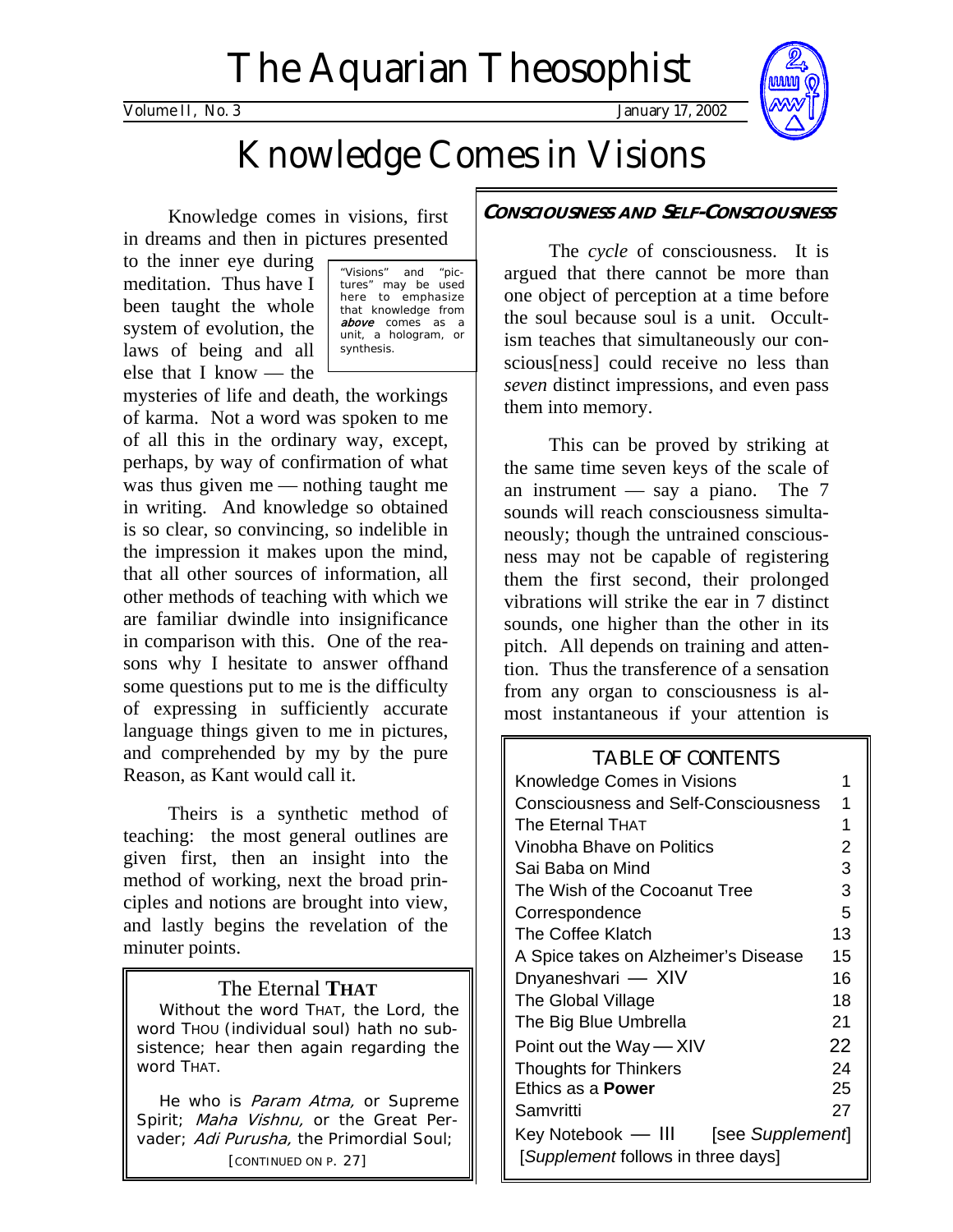# The Aquarian Theosophist

Volume II, No. 3 January 17, 2002

# Knowledge Comes in Visions

Knowledge comes in visions, first in dreams and then in pictures presented to the inner eye during meditation. Thus have I been taught the whole system of evolution, the laws of being and all else that I know — the mysteries of life and death, the workings of karma. Not a word was spoken to me of all this in the ordinary way, except, perhaps, by way of confirmation of what was thus given me — nothing taught me in writing. And knowledge so obtained is so clear, so convincing, so indelible in the impression it makes upon the mind, that all other sources of information, all other methods of teaching with which we are familiar dwindle into insignificance in comparison with this. One of the reasons why I hesitate to answer offhand some questions put to me is the difficulty of expressing in sufficiently accurate language things given to me in pictures, and comprehended by my by the pure Reason, as Kant would call it.

> "Visions" and "pictures" may be used here to emphasize that knowledge from ***above*** comes as a unit, a hologram, or synthesis.

Theirs is a synthetic method of teaching: the most general outlines are given first, then an insight into the method of working, next the broad principles and notions are brought into view, and lastly begins the revelation of the minuter points.

## The Eternal THAT

Without the word THAT, the Lord, the word THOU (individual soul) hath no subsistence; hear then again regarding the word THAT.

He who is *Param Atma,* or Supreme Spirit; *Maha Vishnu,* or the Great Pervader; *Adi Purusha,* the Primordial Soul;

[CONTINUED ON P. 27]

## CONSCIOUSNESS AND SELF-CONSCIOUSNESS

The *cycle* of consciousness. It is argued that there cannot be more than one object of perception at a time before the soul because soul is a unit. Occultism teaches that simultaneously our conscious[ness] could receive no less than *seven* distinct impressions, and even pass them into memory.

This can be proved by striking at the same time seven keys of the scale of an instrument — say a piano. The 7 sounds will reach consciousness simultaneously; though the untrained consciousness may not be capable of registering them the first second, their prolonged vibrations will strike the ear in 7 distinct sounds, one higher than the other in its pitch. All depends on training and attention. Thus the transference of a sensation from any organ to consciousness is almost instantaneous if your attention is

### TABLE OF CONTENTS

| | |
|---|---|
| Knowledge Comes in Visions | 1 |
| Consciousness and Self-Consciousness | 1 |
| The Eternal THAT | 1 |
| Vinobha Bhave on Politics | 2 |
| Sai Baba on Mind | 3 |
| The Wish of the Cocoanut Tree | 3 |
| Correspondence | 5 |
| The Coffee Klatch | 13 |
| A Spice takes on Alzheimer's Disease | 15 |
| Dnyaneshvari — XIV | 16 |
| The Global Village | 18 |
| The Big Blue Umbrella | 21 |
| Point out the Way — XIV | 22 |
| Thoughts for Thinkers | 24 |
| Ethics as a **Power** | 25 |
| Samvritti | 27 |
| Key Notebook — III | [see *Supplement*] |

[*Supplement* follows in three days]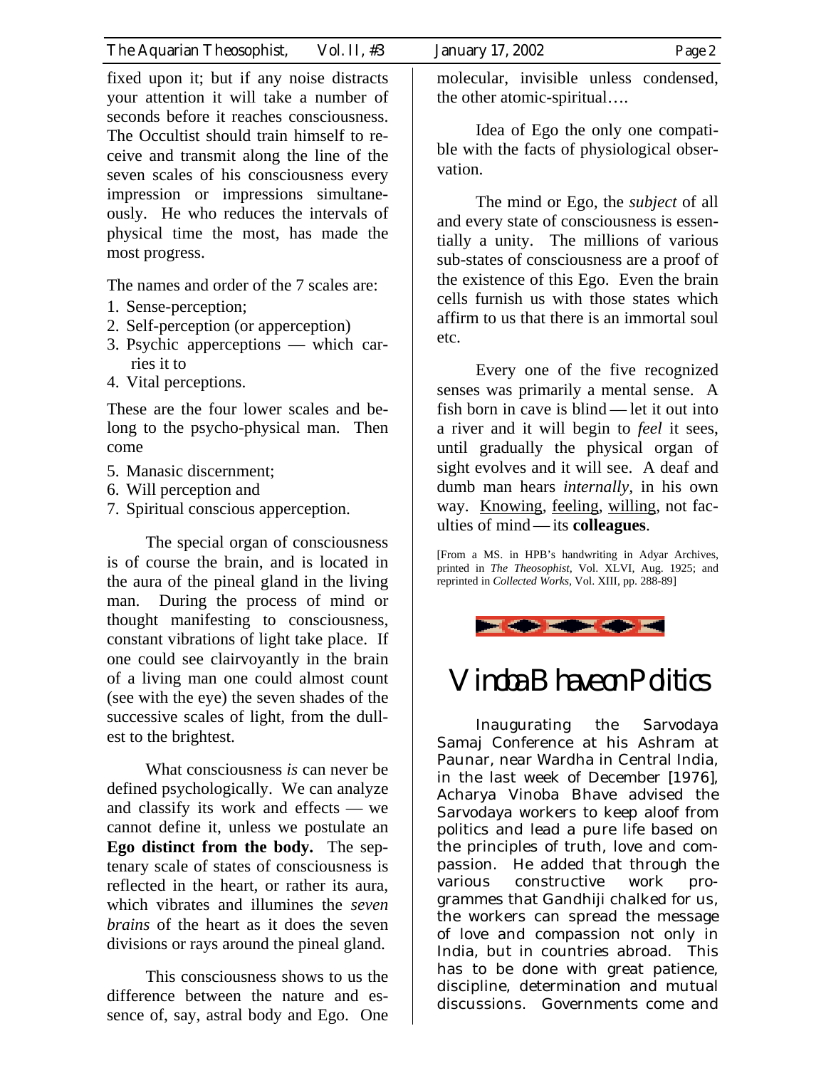fixed upon it; but if any noise distracts your attention it will take a number of seconds before it reaches consciousness. The Occultist should train himself to receive and transmit along the line of the seven scales of his consciousness every impression or impressions simultaneously. He who reduces the intervals of physical time the most, has made the most progress.

The names and order of the 7 scales are:

1. Sense-perception;
2. Self-perception (or apperception)
3. Psychic apperceptions — which carries it to
4. Vital perceptions.

These are the four lower scales and belong to the psycho-physical man. Then come

5. Manasic discernment;
6. Will perception and
7. Spiritual conscious apperception.

The special organ of consciousness is of course the brain, and is located in the aura of the pineal gland in the living man. During the process of mind or thought manifesting to consciousness, constant vibrations of light take place. If one could see clairvoyantly in the brain of a living man one could almost count (see with the eye) the seven shades of the successive scales of light, from the dullest to the brightest.

What consciousness *is* can never be defined psychologically. We can analyze and classify its work and effects — we cannot define it, unless we postulate an **Ego distinct from the body.** The septenary scale of states of consciousness is reflected in the heart, or rather its aura, which vibrates and illumines the *seven brains* of the heart as it does the seven divisions or rays around the pineal gland.

This consciousness shows to us the difference between the nature and essence of, say, astral body and Ego. One molecular, invisible unless condensed, the other atomic-spiritual….

Idea of Ego the only one compatible with the facts of physiological observation.

The mind or Ego, the *subject* of all and every state of consciousness is essentially a unity. The millions of various sub-states of consciousness are a proof of the existence of this Ego. Even the brain cells furnish us with those states which affirm to us that there is an immortal soul etc.

Every one of the five recognized senses was primarily a mental sense. A fish born in cave is blind — let it out into a river and it will begin to *feel* it sees, until gradually the physical organ of sight evolves and it will see. A deaf and dumb man hears *internally*, in his own way. <u>Knowing</u>, <u>feeling</u>, <u>willing</u>, not faculties of mind — its **colleagues**.

[From a MS. in HPB's handwriting in Adyar Archives, printed in *The Theosophist*, Vol. XLVI, Aug. 1925; and reprinted in *Collected Works*, Vol. XIII, pp. 288-89]

# Vinoba Bhave on Politics

Inaugurating the Sarvodaya Samaj Conference at his Ashram at Paunar, near Wardha in Central India, in the last week of December [1976], Acharya Vinoba Bhave advised the Sarvodaya workers to keep aloof from politics and lead a pure life based on the principles of truth, love and compassion. He added that through the various constructive work programmes that Gandhiji chalked for us, the workers can spread the message of love and compassion not only in India, but in countries abroad. This has to be done with great patience, discipline, determination and mutual discussions. Governments come and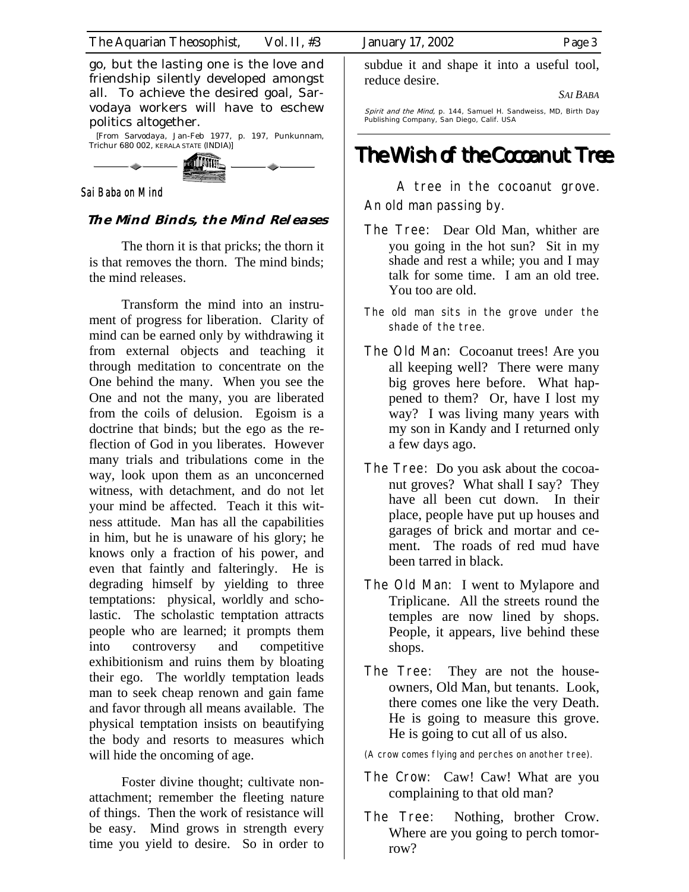go, but the lasting one is the love and friendship silently developed amongst all. To achieve the desired goal, Sarvodaya workers will have to eschew politics altogether.

[From Sarvodaya, Jan-Feb 1977, p. 197, Punkunnam, Trichur 680 002, KERALA STATE (INDIA)]

Sai Baba on Mind

### The Mind Binds, the Mind Releases

The thorn it is that pricks; the thorn it is that removes the thorn. The mind binds; the mind releases.

Transform the mind into an instrument of progress for liberation. Clarity of mind can be earned only by withdrawing it from external objects and teaching it through meditation to concentrate on the One behind the many. When you see the One and not the many, you are liberated from the coils of delusion. Egoism is a doctrine that binds; but the ego as the reflection of God in you liberates. However many trials and tribulations come in the way, look upon them as an unconcerned witness, with detachment, and do not let your mind be affected. Teach it this witness attitude. Man has all the capabilities in him, but he is unaware of his glory; he knows only a fraction of his power, and even that faintly and falteringly. He is degrading himself by yielding to three temptations: physical, worldly and scholastic. The scholastic temptation attracts people who are learned; it prompts them into controversy and competitive exhibitionism and ruins them by bloating their ego. The worldly temptation leads man to seek cheap renown and gain fame and favor through all means available. The physical temptation insists on beautifying the body and resorts to measures which will hide the oncoming of age.

Foster divine thought; cultivate non-attachment; remember the fleeting nature of things. Then the work of resistance will be easy. Mind grows in strength every time you yield to desire. So in order to subdue it and shape it into a useful tool, reduce desire.

*SAI BABA*

*Spirit and the Mind*, p. 144, Samuel H. Sandweiss, MD, Birth Day Publishing Company, San Diego, Calif. USA

## The Wish of the Cocoanut Tree

A tree in the cocoanut grove. An old man passing by.

The Tree: Dear Old Man, whither are you going in the hot sun? Sit in my shade and rest a while; you and I may talk for some time. I am an old tree. You too are old.

The old man sits in the grove under the shade of the tree.

The Old Man: Cocoanut trees! Are you all keeping well? There were many big groves here before. What happened to them? Or, have I lost my way? I was living many years with my son in Kandy and I returned only a few days ago.

The Tree: Do you ask about the cocoanut groves? What shall I say? They have all been cut down. In their place, people have put up houses and garages of brick and mortar and cement. The roads of red mud have been tarred in black.

The Old Man: I went to Mylapore and Triplicane. All the streets round the temples are now lined by shops. People, it appears, live behind these shops.

The Tree: They are not the house-owners, Old Man, but tenants. Look, there comes one like the very Death. He is going to measure this grove. He is going to cut all of us also.

(A crow comes flying and perches on another tree).

The Crow: Caw! Caw! What are you complaining to that old man?

The Tree: Nothing, brother Crow. Where are you going to perch tomorrow?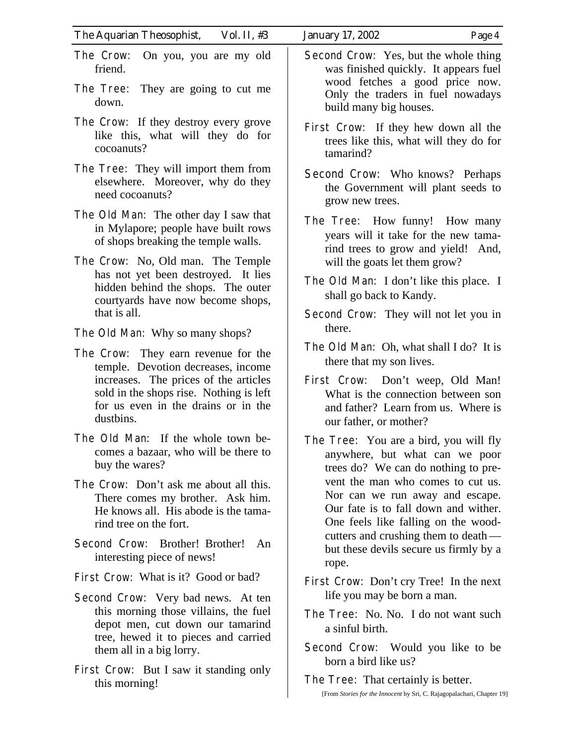**The Crow**: On you, you are my old friend.

**The Tree**: They are going to cut me down.

**The Crow**: If they destroy every grove like this, what will they do for cocoanuts?

**The Tree**: They will import them from elsewhere. Moreover, why do they need cocoanuts?

**The Old Man**: The other day I saw that in Mylapore; people have built rows of shops breaking the temple walls.

**The Crow**: No, Old man. The Temple has not yet been destroyed. It lies hidden behind the shops. The outer courtyards have now become shops, that is all.

**The Old Man**: Why so many shops?

**The Crow**: They earn revenue for the temple. Devotion decreases, income increases. The prices of the articles sold in the shops rise. Nothing is left for us even in the drains or in the dustbins.

**The Old Man**: If the whole town becomes a bazaar, who will be there to buy the wares?

**The Crow**: Don't ask me about all this. There comes my brother. Ask him. He knows all. His abode is the tamarind tree on the fort.

**Second Crow**: Brother! Brother! An interesting piece of news!

**First Crow**: What is it? Good or bad?

**Second Crow**: Very bad news. At ten this morning those villains, the fuel depot men, cut down our tamarind tree, hewed it to pieces and carried them all in a big lorry.

**First Crow**: But I saw it standing only this morning!

**Second Crow**: Yes, but the whole thing was finished quickly. It appears fuel wood fetches a good price now. Only the traders in fuel nowadays build many big houses.

**First Crow**: If they hew down all the trees like this, what will they do for tamarind?

**Second Crow**: Who knows? Perhaps the Government will plant seeds to grow new trees.

**The Tree**: How funny! How many years will it take for the new tamarind trees to grow and yield! And, will the goats let them grow?

**The Old Man**: I don't like this place. I shall go back to Kandy.

**Second Crow**: They will not let you in there.

**The Old Man**: Oh, what shall I do? It is there that my son lives.

**First Crow**: Don't weep, Old Man! What is the connection between son and father? Learn from us. Where is our father, or mother?

**The Tree**: You are a bird, you will fly anywhere, but what can we poor trees do? We can do nothing to prevent the man who comes to cut us. Nor can we run away and escape. Our fate is to fall down and wither. One feels like falling on the woodcutters and crushing them to death — but these devils secure us firmly by a rope.

**First Crow**: Don't cry Tree! In the next life you may be born a man.

**The Tree**: No. No. I do not want such a sinful birth.

**Second Crow**: Would you like to be born a bird like us?

**The Tree**: That certainly is better.

[From *Stories for the Innocent* by Sri, C. Rajagopalachari, Chapter 19]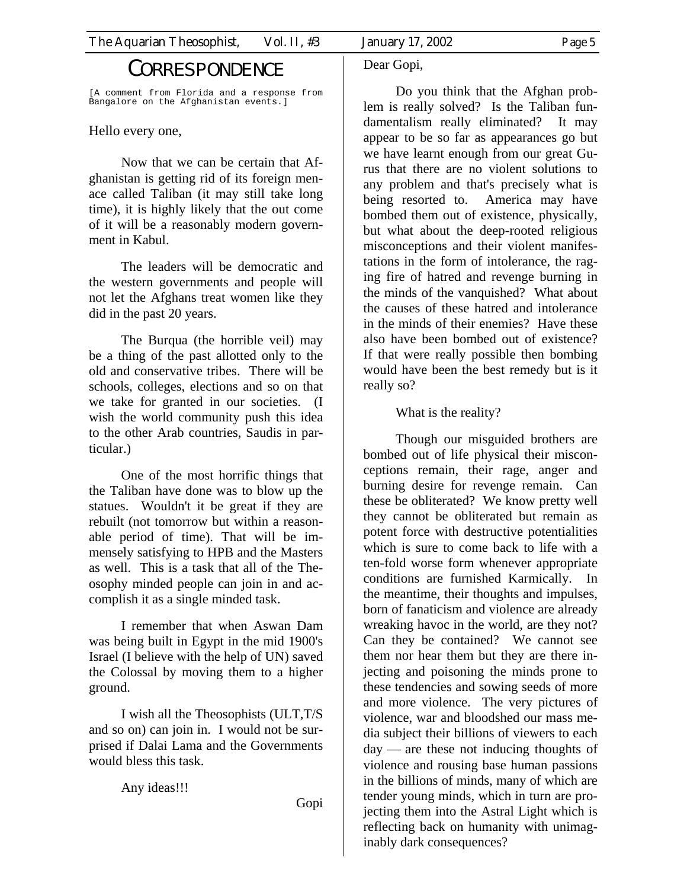# CORRESPONDENCE

[A comment from Florida and a response from Bangalore on the Afghanistan events.]

Hello every one,

Now that we can be certain that Afghanistan is getting rid of its foreign menace called Taliban (it may still take long time), it is highly likely that the out come of it will be a reasonably modern government in Kabul.

The leaders will be democratic and the western governments and people will not let the Afghans treat women like they did in the past 20 years.

The Burqua (the horrible veil) may be a thing of the past allotted only to the old and conservative tribes. There will be schools, colleges, elections and so on that we take for granted in our societies. (I wish the world community push this idea to the other Arab countries, Saudis in particular.)

One of the most horrific things that the Taliban have done was to blow up the statues. Wouldn't it be great if they are rebuilt (not tomorrow but within a reasonable period of time). That will be immensely satisfying to HPB and the Masters as well. This is a task that all of the Theosophy minded people can join in and accomplish it as a single minded task.

I remember that when Aswan Dam was being built in Egypt in the mid 1900's Israel (I believe with the help of UN) saved the Colossal by moving them to a higher ground.

I wish all the Theosophists (ULT,T/S and so on) can join in. I would not be surprised if Dalai Lama and the Governments would bless this task.

Any ideas!!!

Gopi

Dear Gopi,

Do you think that the Afghan problem is really solved? Is the Taliban fundamentalism really eliminated? It may appear to be so far as appearances go but we have learnt enough from our great Gurus that there are no violent solutions to any problem and that's precisely what is being resorted to. America may have bombed them out of existence, physically, but what about the deep-rooted religious misconceptions and their violent manifestations in the form of intolerance, the raging fire of hatred and revenge burning in the minds of the vanquished? What about the causes of these hatred and intolerance in the minds of their enemies? Have these also have been bombed out of existence? If that were really possible then bombing would have been the best remedy but is it really so?

What is the reality?

Though our misguided brothers are bombed out of life physical their misconceptions remain, their rage, anger and burning desire for revenge remain. Can these be obliterated? We know pretty well they cannot be obliterated but remain as potent force with destructive potentialities which is sure to come back to life with a ten-fold worse form whenever appropriate conditions are furnished Karmically. In the meantime, their thoughts and impulses, born of fanaticism and violence are already wreaking havoc in the world, are they not? Can they be contained? We cannot see them nor hear them but they are there injecting and poisoning the minds prone to these tendencies and sowing seeds of more and more violence. The very pictures of violence, war and bloodshed our mass media subject their billions of viewers to each day — are these not inducing thoughts of violence and rousing base human passions in the billions of minds, many of which are tender young minds, which in turn are projecting them into the Astral Light which is reflecting back on humanity with unimaginably dark consequences?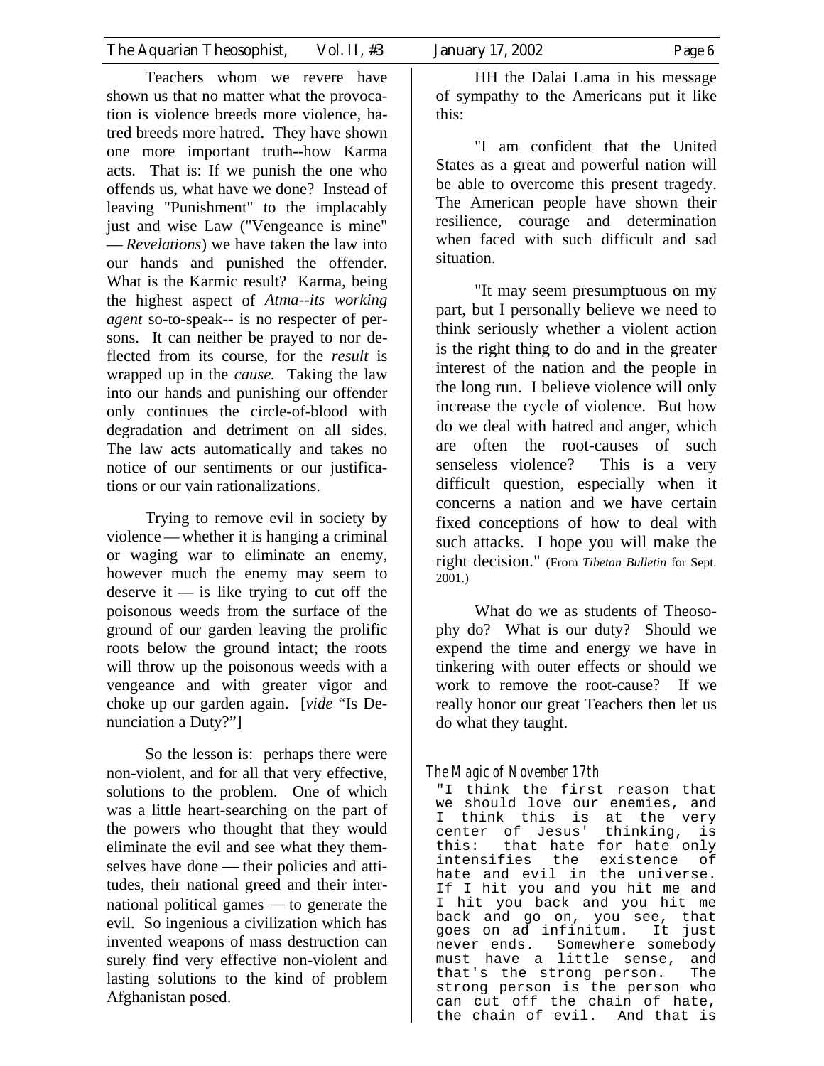Teachers whom we revere have shown us that no matter what the provocation is violence breeds more violence, hatred breeds more hatred. They have shown one more important truth--how Karma acts. That is: If we punish the one who offends us, what have we done? Instead of leaving "Punishment" to the implacably just and wise Law ("Vengeance is mine" — *Revelations*) we have taken the law into our hands and punished the offender. What is the Karmic result? Karma, being the highest aspect of *Atma--its working agent* so-to-speak-- is no respecter of persons. It can neither be prayed to nor deflected from its course, for the *result* is wrapped up in the *cause.* Taking the law into our hands and punishing our offender only continues the circle-of-blood with degradation and detriment on all sides. The law acts automatically and takes no notice of our sentiments or our justifications or our vain rationalizations.

Trying to remove evil in society by violence — whether it is hanging a criminal or waging war to eliminate an enemy, however much the enemy may seem to deserve it — is like trying to cut off the poisonous weeds from the surface of the ground of our garden leaving the prolific roots below the ground intact; the roots will throw up the poisonous weeds with a vengeance and with greater vigor and choke up our garden again. [*vide* "Is Denunciation a Duty?"]

So the lesson is: perhaps there were non-violent, and for all that very effective, solutions to the problem. One of which was a little heart-searching on the part of the powers who thought that they would eliminate the evil and see what they themselves have done — their policies and attitudes, their national greed and their international political games — to generate the evil. So ingenious a civilization which has invented weapons of mass destruction can surely find very effective non-violent and lasting solutions to the kind of problem Afghanistan posed.

HH the Dalai Lama in his message of sympathy to the Americans put it like this:

"I am confident that the United States as a great and powerful nation will be able to overcome this present tragedy. The American people have shown their resilience, courage and determination when faced with such difficult and sad situation.

"It may seem presumptuous on my part, but I personally believe we need to think seriously whether a violent action is the right thing to do and in the greater interest of the nation and the people in the long run. I believe violence will only increase the cycle of violence. But how do we deal with hatred and anger, which are often the root-causes of such senseless violence? This is a very difficult question, especially when it concerns a nation and we have certain fixed conceptions of how to deal with such attacks. I hope you will make the right decision." (From *Tibetan Bulletin* for Sept. 2001.)

What do we as students of Theosophy do? What is our duty? Should we expend the time and energy we have in tinkering with outer effects or should we work to remove the root-cause? If we really honor our great Teachers then let us do what they taught.

### The Magic of November 17th

"I think the first reason that we should love our enemies, and I think this is at the very center of Jesus' thinking, is this: that hate for hate only intensifies the existence of hate and evil in the universe. If I hit you and you hit me and I hit you back and you hit me back and go on, you see, that goes on ad infinitum. It just never ends. Somewhere somebody must have a little sense, and that's the strong person. The strong person is the person who can cut off the chain of hate, the chain of evil. And that is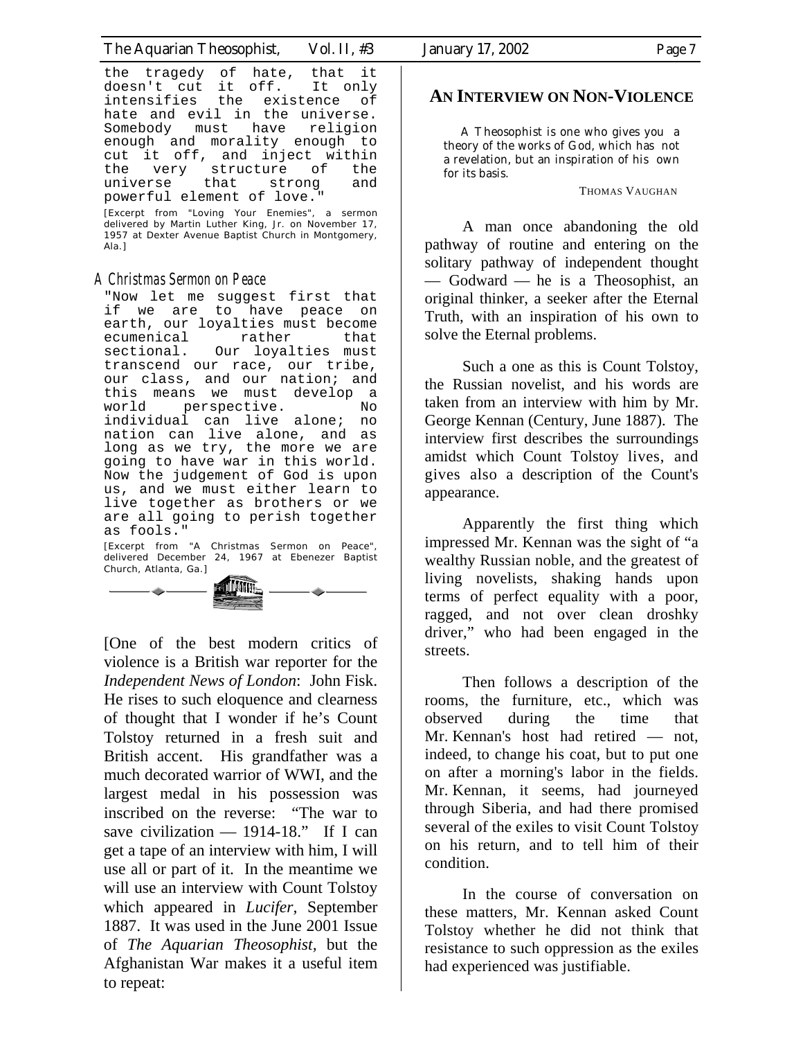the tragedy of hate, that it doesn't cut it off. It only intensifies the existence of hate and evil in the universe. Somebody must have religion enough and morality enough to cut it off, and inject within the very structure of the universe that strong and powerful element of love."

[Excerpt from "Loving Your Enemies", a sermon delivered by Martin Luther King, Jr. on November 17, 1957 at Dexter Avenue Baptist Church in Montgomery, Ala.]

### *A Christmas Sermon on Peace*

"Now let me suggest first that if we are to have peace on earth, our loyalties must become ecumenical rather that sectional. Our loyalties must transcend our race, our tribe, our class, and our nation; and this means we must develop a world perspective. No individual can live alone; no nation can live alone, and as long as we try, the more we are going to have war in this world. Now the judgement of God is upon us, and we must either learn to live together as brothers or we are all going to perish together as fools."

[Excerpt from "A Christmas Sermon on Peace", delivered December 24, 1967 at Ebenezer Baptist Church, Atlanta, Ga.]

[One of the best modern critics of violence is a British war reporter for the *Independent News of London*: John Fisk. He rises to such eloquence and clearness of thought that I wonder if he's Count Tolstoy returned in a fresh suit and British accent. His grandfather was a much decorated warrior of WWI, and the largest medal in his possession was inscribed on the reverse: "The war to save civilization — 1914-18." If I can get a tape of an interview with him, I will use all or part of it. In the meantime we will use an interview with Count Tolstoy which appeared in *Lucifer*, September 1887. It was used in the June 2001 Issue of *The Aquarian Theosophist*, but the Afghanistan War makes it a useful item to repeat:

## AN INTERVIEW ON NON-VIOLENCE

A Theosophist is one who gives you a theory of the works of God, which has not a revelation, but an inspiration of his own for its basis.

THOMAS VAUGHAN

A man once abandoning the old pathway of routine and entering on the solitary pathway of independent thought — Godward — he is a Theosophist, an original thinker, a seeker after the Eternal Truth, with an inspiration of his own to solve the Eternal problems.

Such a one as this is Count Tolstoy, the Russian novelist, and his words are taken from an interview with him by Mr. George Kennan (Century, June 1887). The interview first describes the surroundings amidst which Count Tolstoy lives, and gives also a description of the Count's appearance.

Apparently the first thing which impressed Mr. Kennan was the sight of "a wealthy Russian noble, and the greatest of living novelists, shaking hands upon terms of perfect equality with a poor, ragged, and not over clean droshky driver," who had been engaged in the streets.

Then follows a description of the rooms, the furniture, etc., which was observed during the time that Mr. Kennan's host had retired — not, indeed, to change his coat, but to put one on after a morning's labor in the fields. Mr. Kennan, it seems, had journeyed through Siberia, and had there promised several of the exiles to visit Count Tolstoy on his return, and to tell him of their condition.

In the course of conversation on these matters, Mr. Kennan asked Count Tolstoy whether he did not think that resistance to such oppression as the exiles had experienced was justifiable.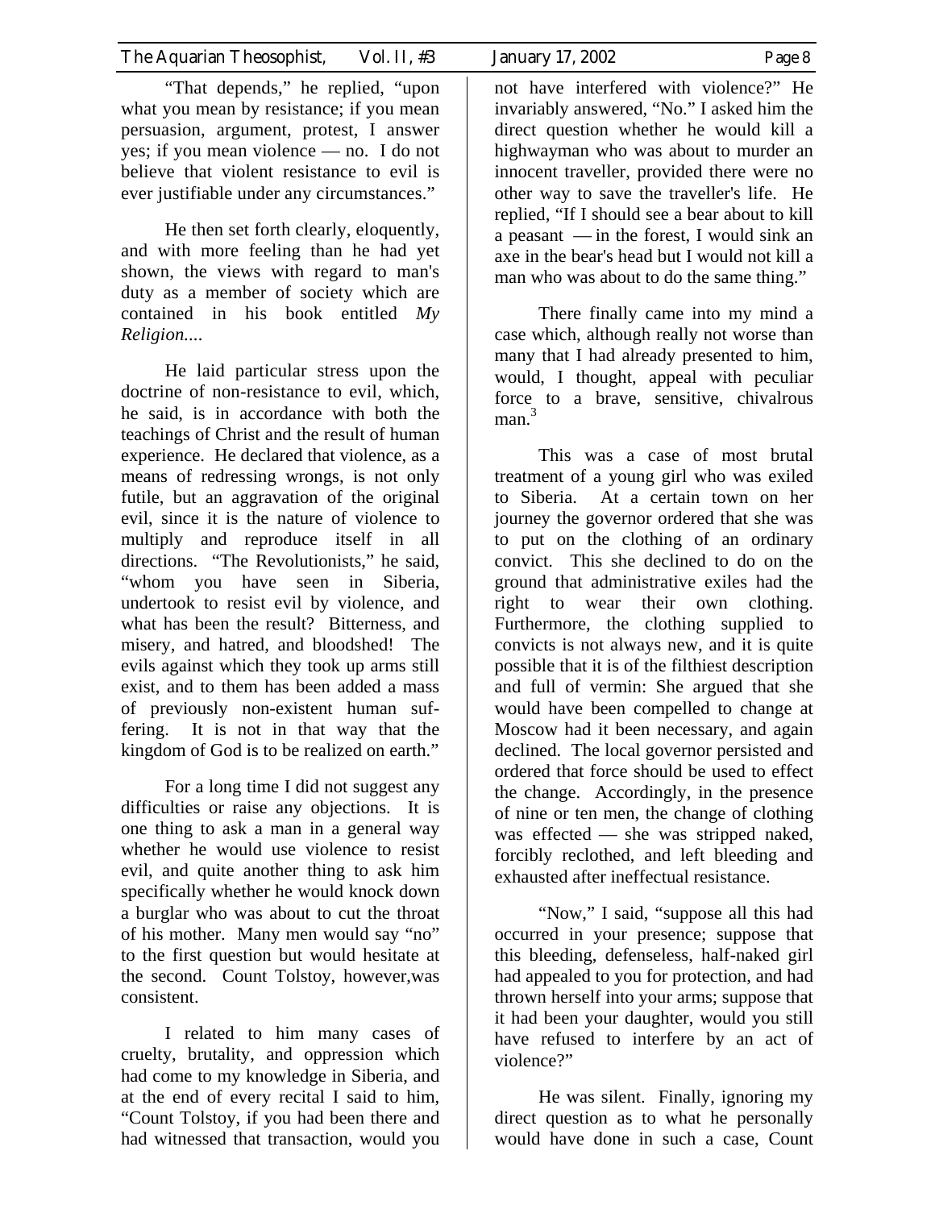"That depends," he replied, "upon what you mean by resistance; if you mean persuasion, argument, protest, I answer yes; if you mean violence — no. I do not believe that violent resistance to evil is ever justifiable under any circumstances."

He then set forth clearly, eloquently, and with more feeling than he had yet shown, the views with regard to man's duty as a member of society which are contained in his book entitled *My Religion*....

He laid particular stress upon the doctrine of non-resistance to evil, which, he said, is in accordance with both the teachings of Christ and the result of human experience. He declared that violence, as a means of redressing wrongs, is not only futile, but an aggravation of the original evil, since it is the nature of violence to multiply and reproduce itself in all directions. "The Revolutionists," he said, "whom you have seen in Siberia, undertook to resist evil by violence, and what has been the result? Bitterness, and misery, and hatred, and bloodshed! The evils against which they took up arms still exist, and to them has been added a mass of previously non-existent human suffering. It is not in that way that the kingdom of God is to be realized on earth."

For a long time I did not suggest any difficulties or raise any objections. It is one thing to ask a man in a general way whether he would use violence to resist evil, and quite another thing to ask him specifically whether he would knock down a burglar who was about to cut the throat of his mother. Many men would say "no" to the first question but would hesitate at the second. Count Tolstoy, however,was consistent.

I related to him many cases of cruelty, brutality, and oppression which had come to my knowledge in Siberia, and at the end of every recital I said to him, "Count Tolstoy, if you had been there and had witnessed that transaction, would you not have interfered with violence?" He invariably answered, "No." I asked him the direct question whether he would kill a highwayman who was about to murder an innocent traveller, provided there were no other way to save the traveller's life. He replied, "If I should see a bear about to kill a peasant — in the forest, I would sink an axe in the bear's head but I would not kill a man who was about to do the same thing."

There finally came into my mind a case which, although really not worse than many that I had already presented to him, would, I thought, appeal with peculiar force to a brave, sensitive, chivalrous man.[3]

This was a case of most brutal treatment of a young girl who was exiled to Siberia. At a certain town on her journey the governor ordered that she was to put on the clothing of an ordinary convict. This she declined to do on the ground that administrative exiles had the right to wear their own clothing. Furthermore, the clothing supplied to convicts is not always new, and it is quite possible that it is of the filthiest description and full of vermin: She argued that she would have been compelled to change at Moscow had it been necessary, and again declined. The local governor persisted and ordered that force should be used to effect the change. Accordingly, in the presence of nine or ten men, the change of clothing was effected — she was stripped naked, forcibly reclothed, and left bleeding and exhausted after ineffectual resistance.

"Now," I said, "suppose all this had occurred in your presence; suppose that this bleeding, defenseless, half-naked girl had appealed to you for protection, and had thrown herself into your arms; suppose that it had been your daughter, would you still have refused to interfere by an act of violence?"

He was silent. Finally, ignoring my direct question as to what he personally would have done in such a case, Count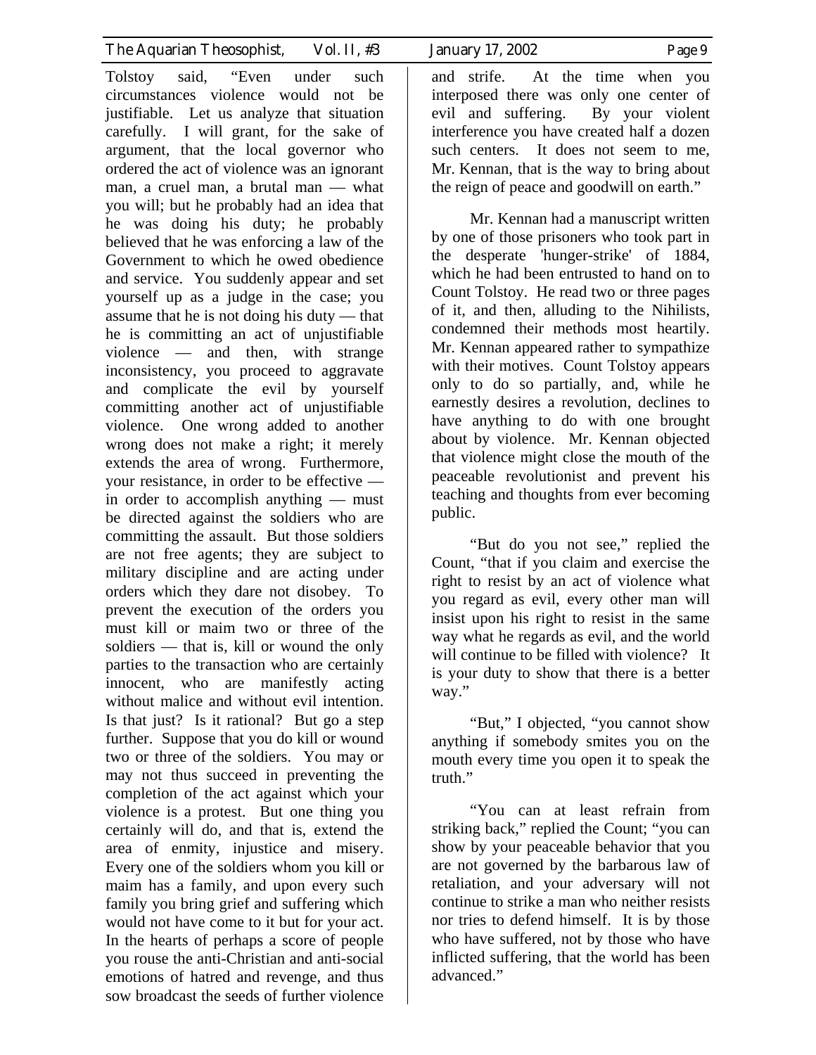Tolstoy said, "Even under such circumstances violence would not be justifiable. Let us analyze that situation carefully. I will grant, for the sake of argument, that the local governor who ordered the act of violence was an ignorant man, a cruel man, a brutal man — what you will; but he probably had an idea that he was doing his duty; he probably believed that he was enforcing a law of the Government to which he owed obedience and service. You suddenly appear and set yourself up as a judge in the case; you assume that he is not doing his duty — that he is committing an act of unjustifiable violence — and then, with strange inconsistency, you proceed to aggravate and complicate the evil by yourself committing another act of unjustifiable violence. One wrong added to another wrong does not make a right; it merely extends the area of wrong. Furthermore, your resistance, in order to be effective — in order to accomplish anything — must be directed against the soldiers who are committing the assault. But those soldiers are not free agents; they are subject to military discipline and are acting under orders which they dare not disobey. To prevent the execution of the orders you must kill or maim two or three of the soldiers — that is, kill or wound the only parties to the transaction who are certainly innocent, who are manifestly acting without malice and without evil intention. Is that just? Is it rational? But go a step further. Suppose that you do kill or wound two or three of the soldiers. You may or may not thus succeed in preventing the completion of the act against which your violence is a protest. But one thing you certainly will do, and that is, extend the area of enmity, injustice and misery. Every one of the soldiers whom you kill or maim has a family, and upon every such family you bring grief and suffering which would not have come to it but for your act. In the hearts of perhaps a score of people you rouse the anti-Christian and anti-social emotions of hatred and revenge, and thus sow broadcast the seeds of further violence and strife. At the time when you interposed there was only one center of evil and suffering. By your violent interference you have created half a dozen such centers. It does not seem to me, Mr. Kennan, that is the way to bring about the reign of peace and goodwill on earth."

Mr. Kennan had a manuscript written by one of those prisoners who took part in the desperate 'hunger-strike' of 1884, which he had been entrusted to hand on to Count Tolstoy. He read two or three pages of it, and then, alluding to the Nihilists, condemned their methods most heartily. Mr. Kennan appeared rather to sympathize with their motives. Count Tolstoy appears only to do so partially, and, while he earnestly desires a revolution, declines to have anything to do with one brought about by violence. Mr. Kennan objected that violence might close the mouth of the peaceable revolutionist and prevent his teaching and thoughts from ever becoming public.

"But do you not see," replied the Count, "that if you claim and exercise the right to resist by an act of violence what you regard as evil, every other man will insist upon his right to resist in the same way what he regards as evil, and the world will continue to be filled with violence? It is your duty to show that there is a better way."

"But," I objected, "you cannot show anything if somebody smites you on the mouth every time you open it to speak the truth."

"You can at least refrain from striking back," replied the Count; "you can show by your peaceable behavior that you are not governed by the barbarous law of retaliation, and your adversary will not continue to strike a man who neither resists nor tries to defend himself. It is by those who have suffered, not by those who have inflicted suffering, that the world has been advanced."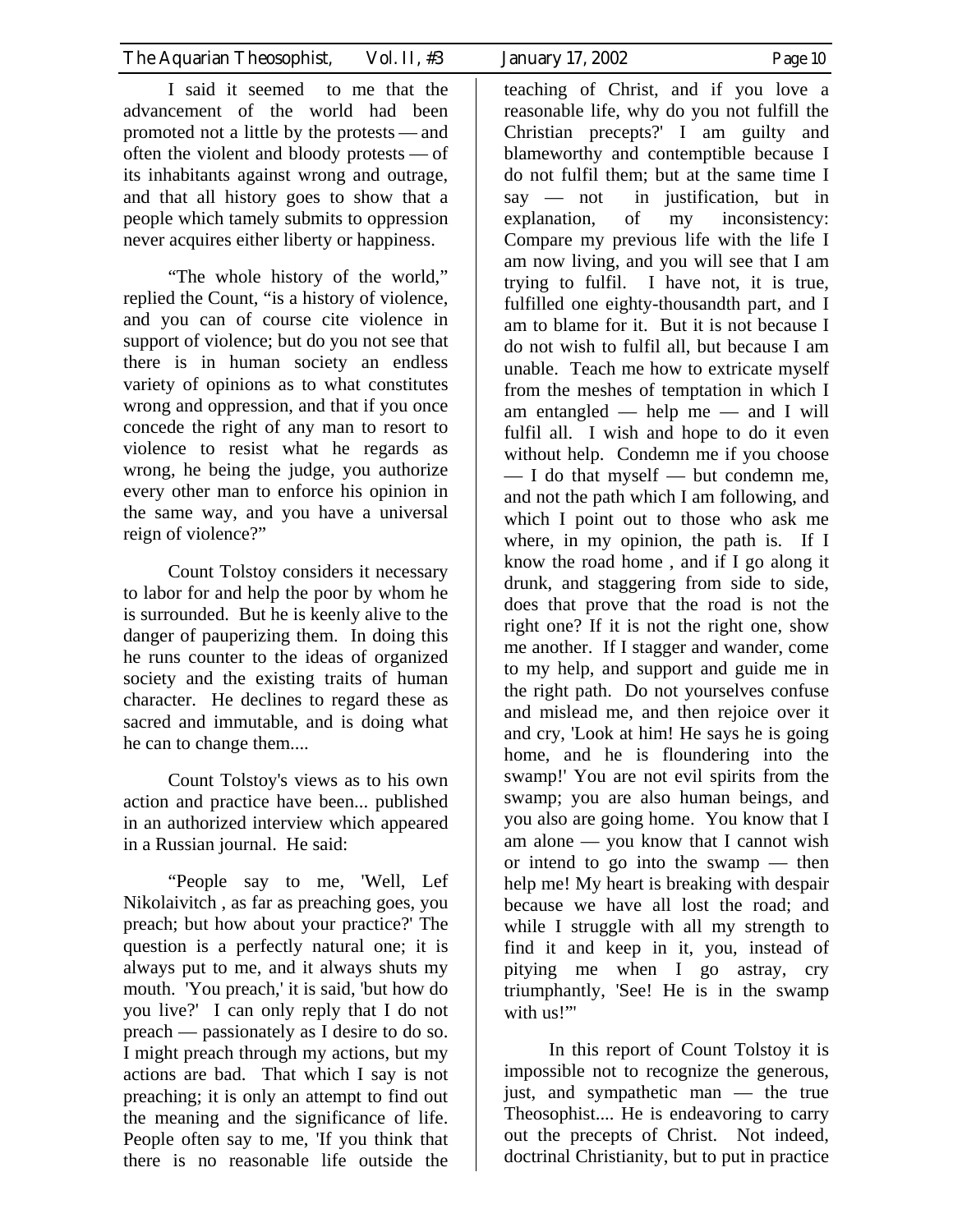I said it seemed to me that the advancement of the world had been promoted not a little by the protests — and often the violent and bloody protests — of its inhabitants against wrong and outrage, and that all history goes to show that a people which tamely submits to oppression never acquires either liberty or happiness.

"The whole history of the world," replied the Count, "is a history of violence, and you can of course cite violence in support of violence; but do you not see that there is in human society an endless variety of opinions as to what constitutes wrong and oppression, and that if you once concede the right of any man to resort to violence to resist what he regards as wrong, he being the judge, you authorize every other man to enforce his opinion in the same way, and you have a universal reign of violence?"

Count Tolstoy considers it necessary to labor for and help the poor by whom he is surrounded. But he is keenly alive to the danger of pauperizing them. In doing this he runs counter to the ideas of organized society and the existing traits of human character. He declines to regard these as sacred and immutable, and is doing what he can to change them....

Count Tolstoy's views as to his own action and practice have been... published in an authorized interview which appeared in a Russian journal. He said:

"People say to me, 'Well, Lef Nikolaivitch , as far as preaching goes, you preach; but how about your practice?' The question is a perfectly natural one; it is always put to me, and it always shuts my mouth. 'You preach,' it is said, 'but how do you live?' I can only reply that I do not preach — passionately as I desire to do so. I might preach through my actions, but my actions are bad. That which I say is not preaching; it is only an attempt to find out the meaning and the significance of life. People often say to me, 'If you think that there is no reasonable life outside the teaching of Christ, and if you love a reasonable life, why do you not fulfill the Christian precepts?' I am guilty and blameworthy and contemptible because I do not fulfil them; but at the same time I say — not in justification, but in explanation, of my inconsistency: Compare my previous life with the life I am now living, and you will see that I am trying to fulfil. I have not, it is true, fulfilled one eighty-thousandth part, and I am to blame for it. But it is not because I do not wish to fulfil all, but because I am unable. Teach me how to extricate myself from the meshes of temptation in which I am entangled — help me — and I will fulfil all. I wish and hope to do it even without help. Condemn me if you choose — I do that myself — but condemn me, and not the path which I am following, and which I point out to those who ask me where, in my opinion, the path is. If I know the road home , and if I go along it drunk, and staggering from side to side, does that prove that the road is not the right one? If it is not the right one, show me another. If I stagger and wander, come to my help, and support and guide me in the right path. Do not yourselves confuse and mislead me, and then rejoice over it and cry, 'Look at him! He says he is going home, and he is floundering into the swamp!' You are not evil spirits from the swamp; you are also human beings, and you also are going home. You know that I am alone — you know that I cannot wish or intend to go into the swamp — then help me! My heart is breaking with despair because we have all lost the road; and while I struggle with all my strength to find it and keep in it, you, instead of pitying me when I go astray, cry triumphantly, 'See! He is in the swamp with us!'"

In this report of Count Tolstoy it is impossible not to recognize the generous, just, and sympathetic man — the true Theosophist.... He is endeavoring to carry out the precepts of Christ. Not indeed, doctrinal Christianity, but to put in practice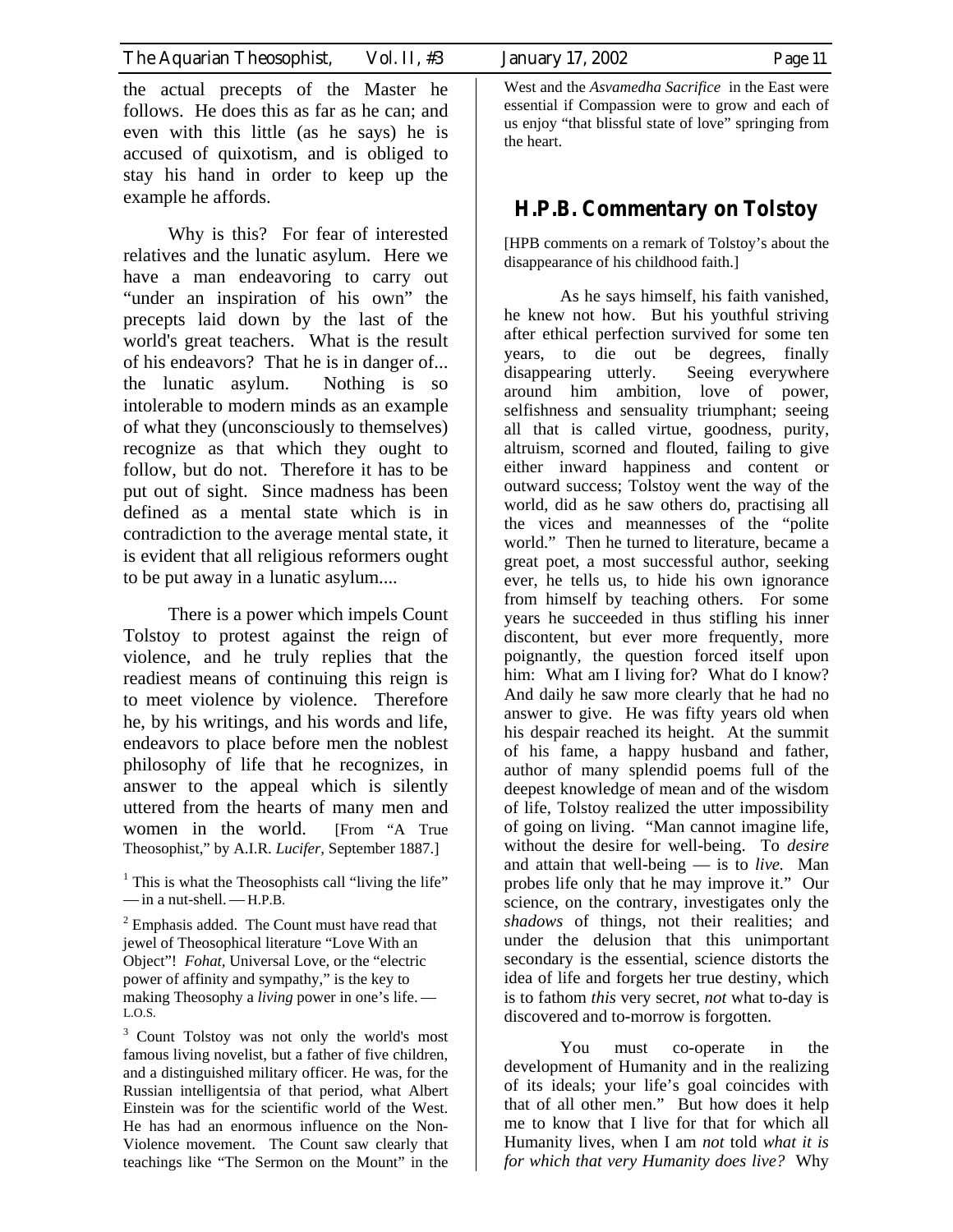the actual precepts of the Master he follows. He does this as far as he can; and even with this little (as he says) he is accused of quixotism, and is obliged to stay his hand in order to keep up the example he affords.

Why is this? For fear of interested relatives and the lunatic asylum. Here we have a man endeavoring to carry out "under an inspiration of his own" the precepts laid down by the last of the world's great teachers. What is the result of his endeavors? That he is in danger of... the lunatic asylum. Nothing is so intolerable to modern minds as an example of what they (unconsciously to themselves) recognize as that which they ought to follow, but do not. Therefore it has to be put out of sight. Since madness has been defined as a mental state which is in contradiction to the average mental state, it is evident that all religious reformers ought to be put away in a lunatic asylum....

There is a power which impels Count Tolstoy to protest against the reign of violence, and he truly replies that the readiest means of continuing this reign is to meet violence by violence. Therefore he, by his writings, and his words and life, endeavors to place before men the noblest philosophy of life that he recognizes, in answer to the appeal which is silently uttered from the hearts of many men and women in the world. [From "A True Theosophist," by A.I.R. *Lucifer*, September 1887.]

[1] This is what the Theosophists call "living the life" — in a nut-shell. — H.P.B.

[2] Emphasis added. The Count must have read that jewel of Theosophical literature "Love With an Object"! *Fohat*, Universal Love, or the "electric power of affinity and sympathy," is the key to making Theosophy a *living* power in one's life. — L.O.S.

[3] Count Tolstoy was not only the world's most famous living novelist, but a father of five children, and a distinguished military officer. He was, for the Russian intelligentsia of that period, what Albert Einstein was for the scientific world of the West. He has had an enormous influence on the Non-Violence movement. The Count saw clearly that teachings like "The Sermon on the Mount" in the West and the *Asvamedha Sacrifice* in the East were essential if Compassion were to grow and each of us enjoy "that blissful state of love" springing from the heart.

## H.P.B. Commentary on Tolstoy

[HPB comments on a remark of Tolstoy's about the disappearance of his childhood faith.]

As he says himself, his faith vanished, he knew not how. But his youthful striving after ethical perfection survived for some ten years, to die out be degrees, finally disappearing utterly. Seeing everywhere around him ambition, love of power, selfishness and sensuality triumphant; seeing all that is called virtue, goodness, purity, altruism, scorned and flouted, failing to give either inward happiness and content or outward success; Tolstoy went the way of the world, did as he saw others do, practising all the vices and meannesses of the "polite world." Then he turned to literature, became a great poet, a most successful author, seeking ever, he tells us, to hide his own ignorance from himself by teaching others. For some years he succeeded in thus stifling his inner discontent, but ever more frequently, more poignantly, the question forced itself upon him: What am I living for? What do I know? And daily he saw more clearly that he had no answer to give. He was fifty years old when his despair reached its height. At the summit of his fame, a happy husband and father, author of many splendid poems full of the deepest knowledge of mean and of the wisdom of life, Tolstoy realized the utter impossibility of going on living. "Man cannot imagine life, without the desire for well-being. To *desire* and attain that well-being — is to *live*. Man probes life only that he may improve it." Our science, on the contrary, investigates only the *shadows* of things, not their realities; and under the delusion that this unimportant secondary is the essential, science distorts the idea of life and forgets her true destiny, which is to fathom *this* very secret, *not* what to-day is discovered and to-morrow is forgotten.

You must co-operate in the development of Humanity and in the realizing of its ideals; your life's goal coincides with that of all other men." But how does it help me to know that I live for that for which all Humanity lives, when I am *not* told *what it is for which that very Humanity does live?* Why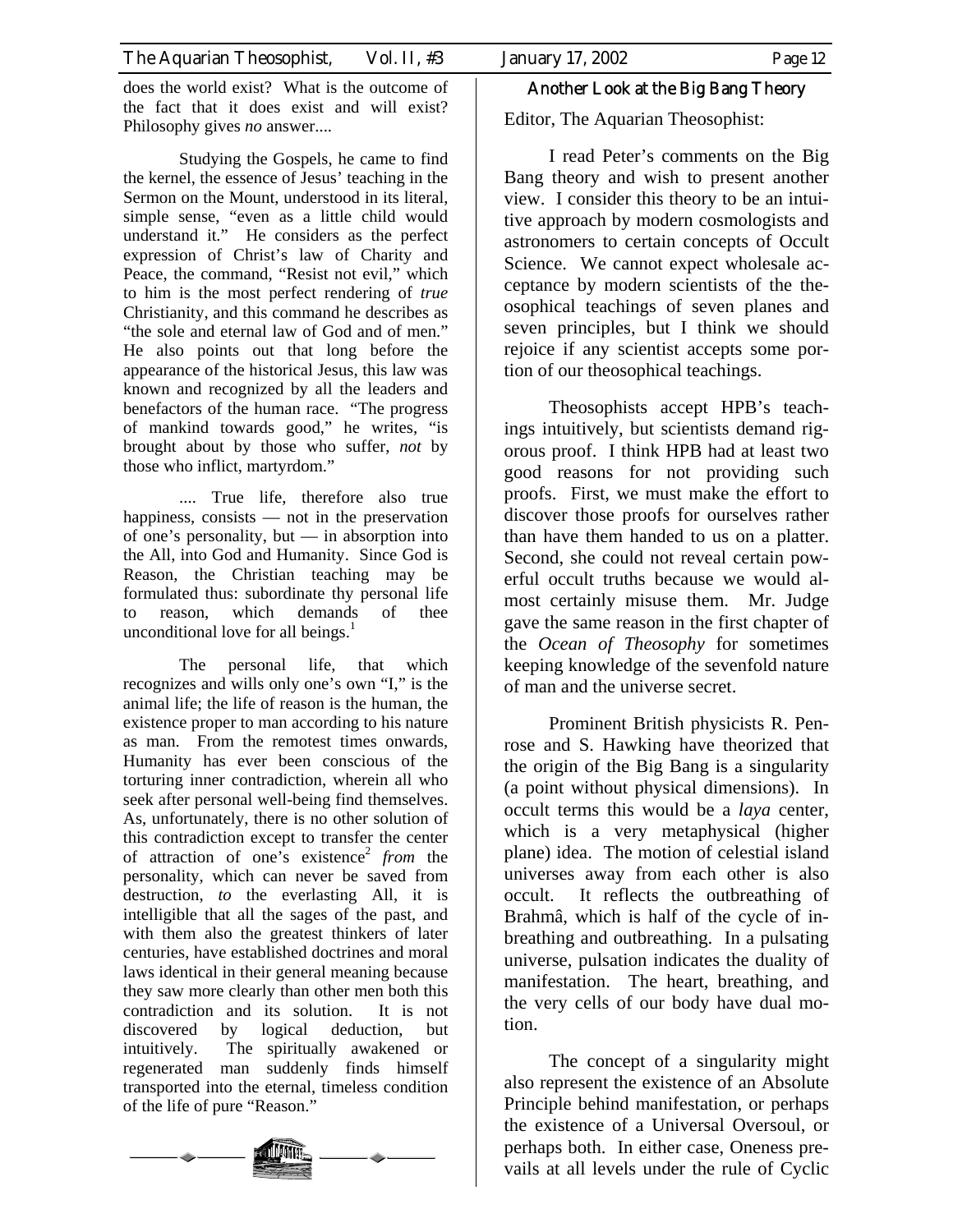does the world exist? What is the outcome of the fact that it does exist and will exist? Philosophy gives *no* answer....

Studying the Gospels, he came to find the kernel, the essence of Jesus' teaching in the Sermon on the Mount, understood in its literal, simple sense, "even as a little child would understand it." He considers as the perfect expression of Christ's law of Charity and Peace, the command, "Resist not evil," which to him is the most perfect rendering of *true* Christianity, and this command he describes as "the sole and eternal law of God and of men." He also points out that long before the appearance of the historical Jesus, this law was known and recognized by all the leaders and benefactors of the human race. "The progress of mankind towards good," he writes, "is brought about by those who suffer, *not* by those who inflict, martyrdom."

.... True life, therefore also true happiness, consists — not in the preservation of one's personality, but — in absorption into the All, into God and Humanity. Since God is Reason, the Christian teaching may be formulated thus: subordinate thy personal life to reason, which demands of thee unconditional love for all beings.[1]

The personal life, that which recognizes and wills only one's own "I," is the animal life; the life of reason is the human, the existence proper to man according to his nature as man. From the remotest times onwards, Humanity has ever been conscious of the torturing inner contradiction, wherein all who seek after personal well-being find themselves. As, unfortunately, there is no other solution of this contradiction except to transfer the center of attraction of one's existence[2] *from* the personality, which can never be saved from destruction, *to* the everlasting All, it is intelligible that all the sages of the past, and with them also the greatest thinkers of later centuries, have established doctrines and moral laws identical in their general meaning because they saw more clearly than other men both this contradiction and its solution. It is not discovered by logical deduction, but intuitively. The spiritually awakened or regenerated man suddenly finds himself transported into the eternal, timeless condition of the life of pure "Reason."

## Another Look at the Big Bang Theory

Editor, The Aquarian Theosophist:

I read Peter's comments on the Big Bang theory and wish to present another view. I consider this theory to be an intuitive approach by modern cosmologists and astronomers to certain concepts of Occult Science. We cannot expect wholesale acceptance by modern scientists of the theosophical teachings of seven planes and seven principles, but I think we should rejoice if any scientist accepts some portion of our theosophical teachings.

Theosophists accept HPB's teachings intuitively, but scientists demand rigorous proof. I think HPB had at least two good reasons for not providing such proofs. First, we must make the effort to discover those proofs for ourselves rather than have them handed to us on a platter. Second, she could not reveal certain powerful occult truths because we would almost certainly misuse them. Mr. Judge gave the same reason in the first chapter of the *Ocean of Theosophy* for sometimes keeping knowledge of the sevenfold nature of man and the universe secret.

Prominent British physicists R. Penrose and S. Hawking have theorized that the origin of the Big Bang is a singularity (a point without physical dimensions). In occult terms this would be a *laya* center, which is a very metaphysical (higher plane) idea. The motion of celestial island universes away from each other is also occult. It reflects the outbreathing of Brahmâ, which is half of the cycle of inbreathing and outbreathing. In a pulsating universe, pulsation indicates the duality of manifestation. The heart, breathing, and the very cells of our body have dual motion.

The concept of a singularity might also represent the existence of an Absolute Principle behind manifestation, or perhaps the existence of a Universal Oversoul, or perhaps both. In either case, Oneness prevails at all levels under the rule of Cyclic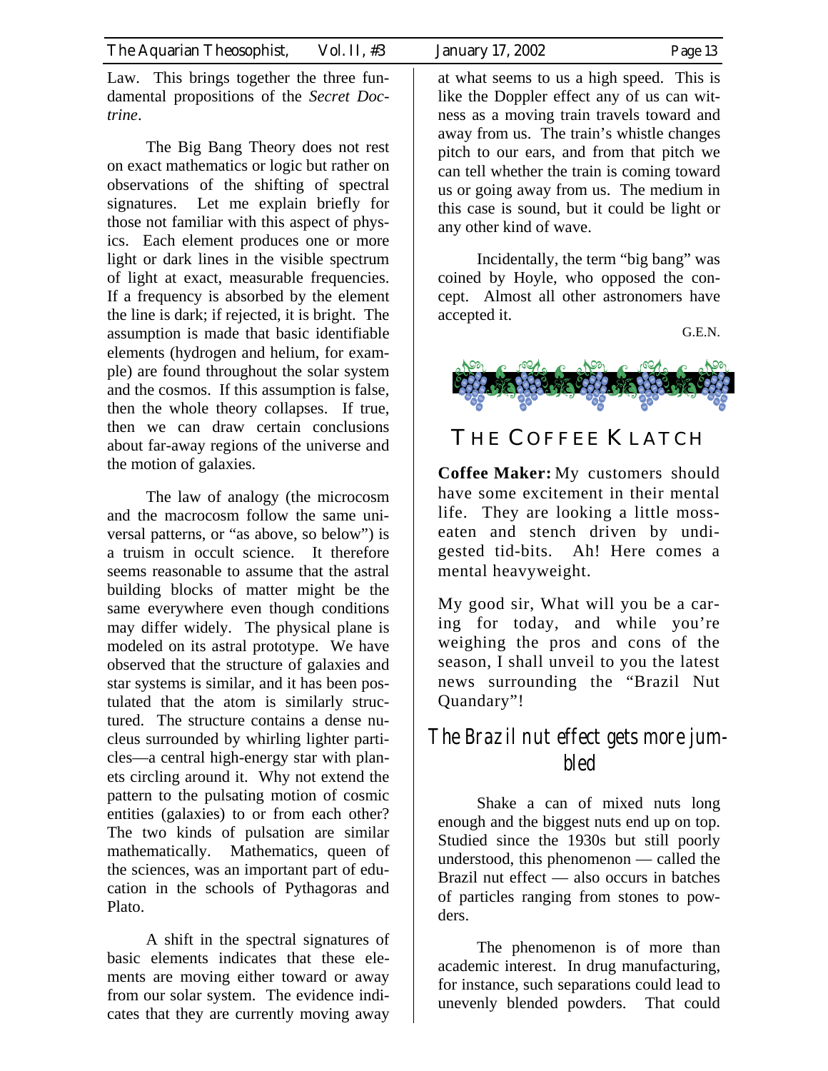Law. This brings together the three fundamental propositions of the *Secret Doctrine*.

The Big Bang Theory does not rest on exact mathematics or logic but rather on observations of the shifting of spectral signatures. Let me explain briefly for those not familiar with this aspect of physics. Each element produces one or more light or dark lines in the visible spectrum of light at exact, measurable frequencies. If a frequency is absorbed by the element the line is dark; if rejected, it is bright. The assumption is made that basic identifiable elements (hydrogen and helium, for example) are found throughout the solar system and the cosmos. If this assumption is false, then the whole theory collapses. If true, then we can draw certain conclusions about far-away regions of the universe and the motion of galaxies.

The law of analogy (the microcosm and the macrocosm follow the same universal patterns, or "as above, so below") is a truism in occult science. It therefore seems reasonable to assume that the astral building blocks of matter might be the same everywhere even though conditions may differ widely. The physical plane is modeled on its astral prototype. We have observed that the structure of galaxies and star systems is similar, and it has been postulated that the atom is similarly structured. The structure contains a dense nucleus surrounded by whirling lighter particles—a central high-energy star with planets circling around it. Why not extend the pattern to the pulsating motion of cosmic entities (galaxies) to or from each other? The two kinds of pulsation are similar mathematically. Mathematics, queen of the sciences, was an important part of education in the schools of Pythagoras and Plato.

A shift in the spectral signatures of basic elements indicates that these elements are moving either toward or away from our solar system. The evidence indicates that they are currently moving away at what seems to us a high speed. This is like the Doppler effect any of us can witness as a moving train travels toward and away from us. The train's whistle changes pitch to our ears, and from that pitch we can tell whether the train is coming toward us or going away from us. The medium in this case is sound, but it could be light or any other kind of wave.

Incidentally, the term "big bang" was coined by Hoyle, who opposed the concept. Almost all other astronomers have accepted it.

G.E.N.

# THE COFFEE KLATCH

**Coffee Maker:** My customers should have some excitement in their mental life. They are looking a little moss-eaten and stench driven by undigested tid-bits. Ah! Here comes a mental heavyweight.

My good sir, What will you be a caring for today, and while you're weighing the pros and cons of the season, I shall unveil to you the latest news surrounding the "Brazil Nut Quandary"!

## The Brazil nut effect gets more jumbled

Shake a can of mixed nuts long enough and the biggest nuts end up on top. Studied since the 1930s but still poorly understood, this phenomenon — called the Brazil nut effect — also occurs in batches of particles ranging from stones to powders.

The phenomenon is of more than academic interest. In drug manufacturing, for instance, such separations could lead to unevenly blended powders. That could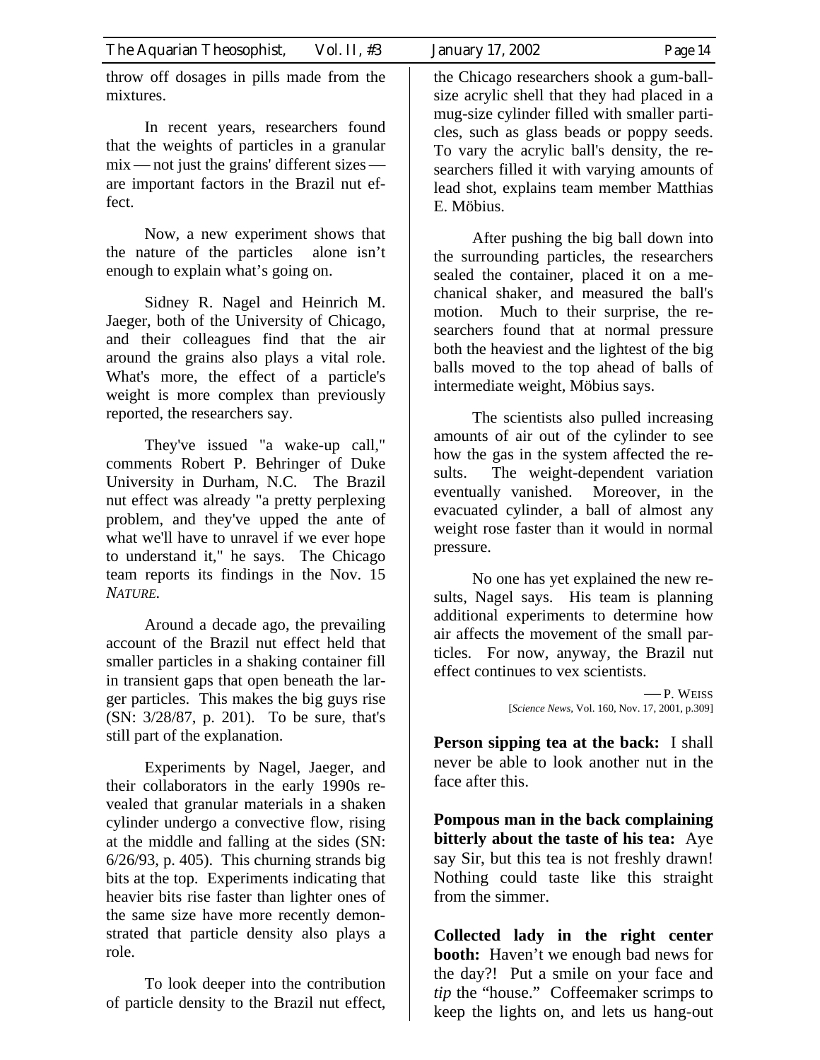throw off dosages in pills made from the mixtures.

In recent years, researchers found that the weights of particles in a granular mix — not just the grains' different sizes — are important factors in the Brazil nut effect.

Now, a new experiment shows that the nature of the particles alone isn't enough to explain what's going on.

Sidney R. Nagel and Heinrich M. Jaeger, both of the University of Chicago, and their colleagues find that the air around the grains also plays a vital role. What's more, the effect of a particle's weight is more complex than previously reported, the researchers say.

They've issued "a wake-up call," comments Robert P. Behringer of Duke University in Durham, N.C. The Brazil nut effect was already "a pretty perplexing problem, and they've upped the ante of what we'll have to unravel if we ever hope to understand it," he says. The Chicago team reports its findings in the Nov. 15 *Nature*.

Around a decade ago, the prevailing account of the Brazil nut effect held that smaller particles in a shaking container fill in transient gaps that open beneath the larger particles. This makes the big guys rise (SN: 3/28/87, p. 201). To be sure, that's still part of the explanation.

Experiments by Nagel, Jaeger, and their collaborators in the early 1990s revealed that granular materials in a shaken cylinder undergo a convective flow, rising at the middle and falling at the sides (SN: 6/26/93, p. 405). This churning strands big bits at the top. Experiments indicating that heavier bits rise faster than lighter ones of the same size have more recently demonstrated that particle density also plays a role.

To look deeper into the contribution of particle density to the Brazil nut effect, the Chicago researchers shook a gum-ball-size acrylic shell that they had placed in a mug-size cylinder filled with smaller particles, such as glass beads or poppy seeds. To vary the acrylic ball's density, the researchers filled it with varying amounts of lead shot, explains team member Matthias E. Möbius.

After pushing the big ball down into the surrounding particles, the researchers sealed the container, placed it on a mechanical shaker, and measured the ball's motion. Much to their surprise, the researchers found that at normal pressure both the heaviest and the lightest of the big balls moved to the top ahead of balls of intermediate weight, Möbius says.

The scientists also pulled increasing amounts of air out of the cylinder to see how the gas in the system affected the results. The weight-dependent variation eventually vanished. Moreover, in the evacuated cylinder, a ball of almost any weight rose faster than it would in normal pressure.

No one has yet explained the new results, Nagel says. His team is planning additional experiments to determine how air affects the movement of the small particles. For now, anyway, the Brazil nut effect continues to vex scientists.

— P. Weiss
[*Science News*, Vol. 160, Nov. 17, 2001, p.309]

**Person sipping tea at the back:** I shall never be able to look another nut in the face after this.

**Pompous man in the back complaining bitterly about the taste of his tea:** Aye say Sir, but this tea is not freshly drawn! Nothing could taste like this straight from the simmer.

**Collected lady in the right center booth:** Haven't we enough bad news for the day?! Put a smile on your face and *tip* the "house." Coffeemaker scrimps to keep the lights on, and lets us hang-out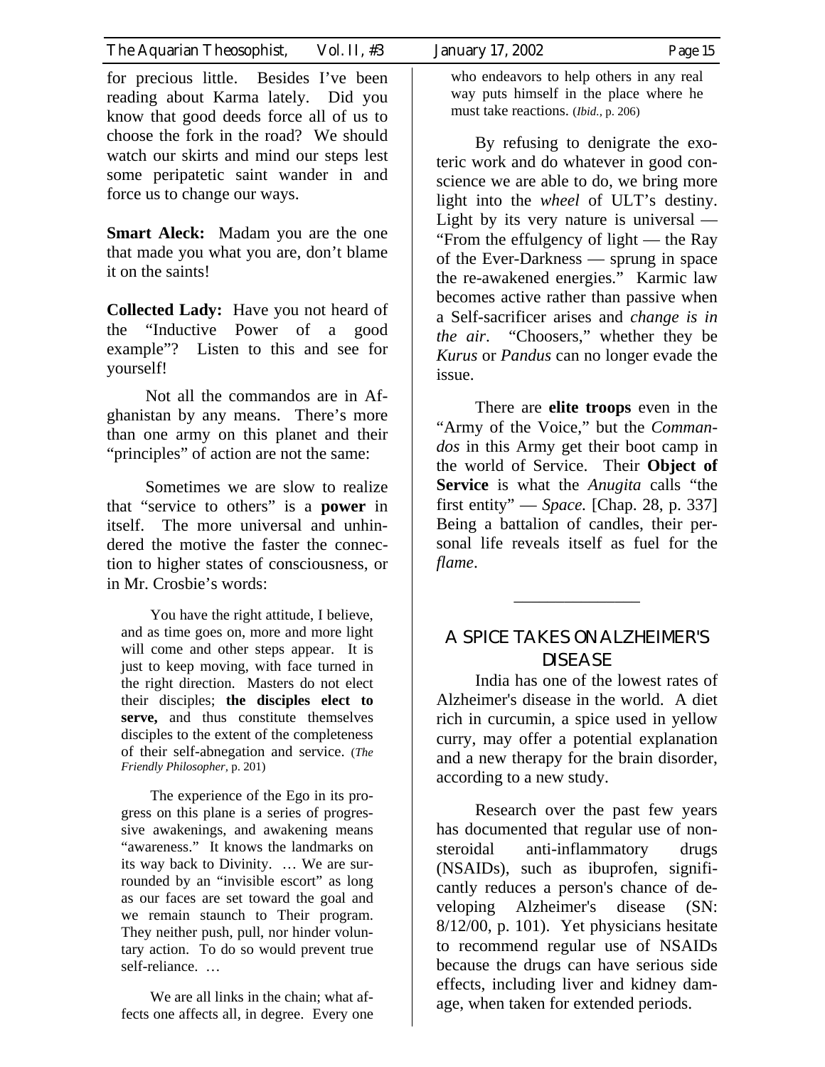for precious little. Besides I've been reading about Karma lately. Did you know that good deeds force all of us to choose the fork in the road? We should watch our skirts and mind our steps lest some peripatetic saint wander in and force us to change our ways.

**Smart Aleck:** Madam you are the one that made you what you are, don't blame it on the saints!

**Collected Lady:** Have you not heard of the "Inductive Power of a good example"? Listen to this and see for yourself!

Not all the commandos are in Afghanistan by any means. There's more than one army on this planet and their "principles" of action are not the same:

Sometimes we are slow to realize that "service to others" is a **power** in itself. The more universal and unhindered the motive the faster the connection to higher states of consciousness, or in Mr. Crosbie's words:

> You have the right attitude, I believe, and as time goes on, more and more light will come and other steps appear. It is just to keep moving, with face turned in the right direction. Masters do not elect their disciples; **the disciples elect to serve,** and thus constitute themselves disciples to the extent of the completeness of their self-abnegation and service. (*The Friendly Philosopher,* p. 201)
>
> The experience of the Ego in its progress on this plane is a series of progressive awakenings, and awakening means "awareness." It knows the landmarks on its way back to Divinity. … We are surrounded by an "invisible escort" as long as our faces are set toward the goal and we remain staunch to Their program. They neither push, pull, nor hinder voluntary action. To do so would prevent true self-reliance. …
>
> We are all links in the chain; what affects one affects all, in degree. Every one who endeavors to help others in any real way puts himself in the place where he must take reactions. (*Ibid.,* p. 206)

By refusing to denigrate the exoteric work and do whatever in good conscience we are able to do, we bring more light into the *wheel* of ULT's destiny. Light by its very nature is universal — "From the effulgency of light — the Ray of the Ever-Darkness — sprung in space the re-awakened energies." Karmic law becomes active rather than passive when a Self-sacrificer arises and *change is in the air*. "Choosers," whether they be *Kurus* or *Pandus* can no longer evade the issue.

There are **elite troops** even in the "Army of the Voice," but the *Commandos* in this Army get their boot camp in the world of Service. Their **Object of Service** is what the *Anugita* calls "the first entity" — *Space.* [Chap. 28, p. 337] Being a battalion of candles, their personal life reveals itself as fuel for the *flame*.

---

## A SPICE TAKES ON ALZHEIMER'S DISEASE

India has one of the lowest rates of Alzheimer's disease in the world. A diet rich in curcumin, a spice used in yellow curry, may offer a potential explanation and a new therapy for the brain disorder, according to a new study.

Research over the past few years has documented that regular use of nonsteroidal anti-inflammatory drugs (NSAIDs), such as ibuprofen, significantly reduces a person's chance of developing Alzheimer's disease (SN: 8/12/00, p. 101). Yet physicians hesitate to recommend regular use of NSAIDs because the drugs can have serious side effects, including liver and kidney damage, when taken for extended periods.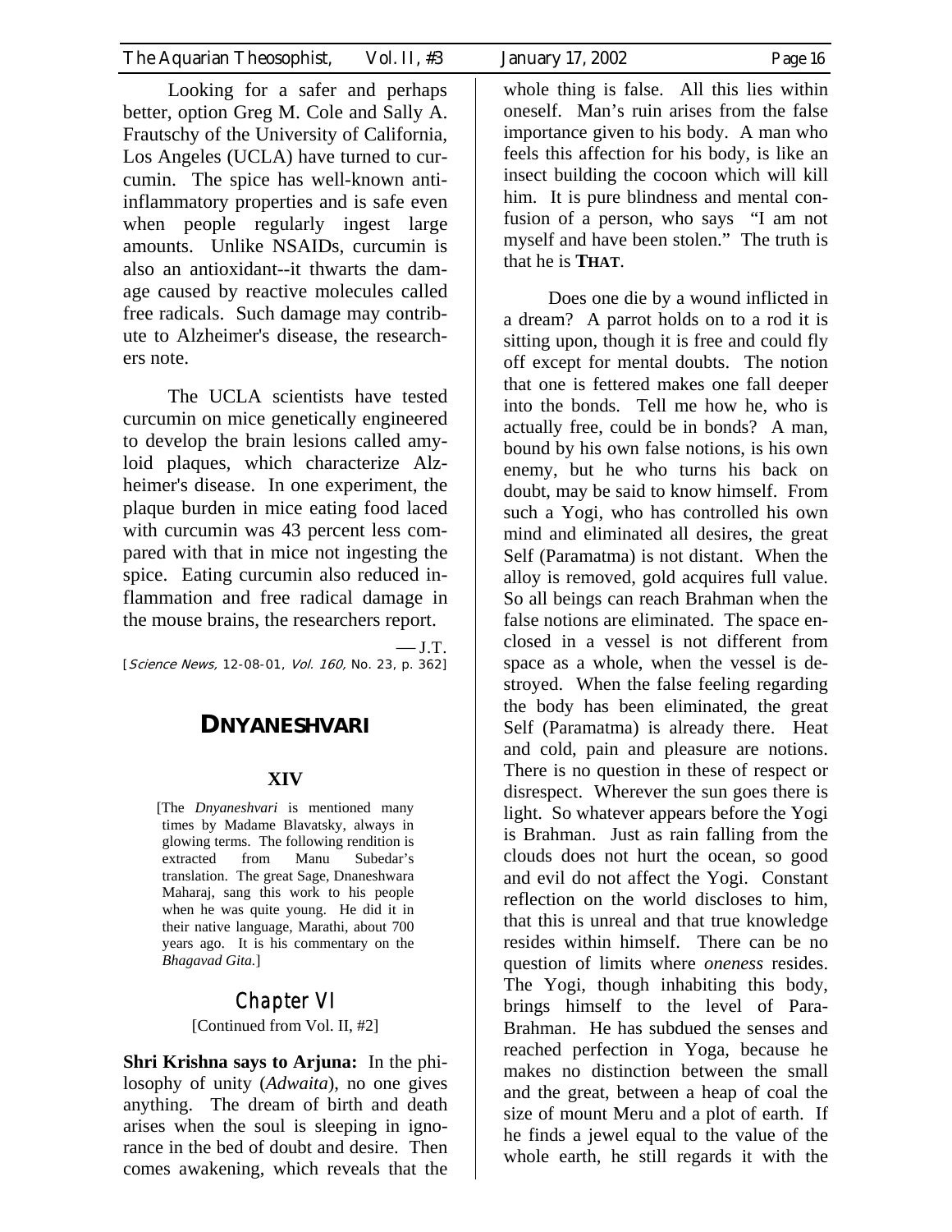Looking for a safer and perhaps better, option Greg M. Cole and Sally A. Frautschy of the University of California, Los Angeles (UCLA) have turned to curcumin. The spice has well-known anti-inflammatory properties and is safe even when people regularly ingest large amounts. Unlike NSAIDs, curcumin is also an antioxidant--it thwarts the damage caused by reactive molecules called free radicals. Such damage may contribute to Alzheimer's disease, the researchers note.

The UCLA scientists have tested curcumin on mice genetically engineered to develop the brain lesions called amyloid plaques, which characterize Alzheimer's disease. In one experiment, the plaque burden in mice eating food laced with curcumin was 43 percent less compared with that in mice not ingesting the spice. Eating curcumin also reduced inflammation and free radical damage in the mouse brains, the researchers report.

— J.T.

[*Science News,* 12-08-01, *Vol. 160,* No. 23, p. 362]

## DNYANESHVARI

### XIV

[The *Dnyaneshvari* is mentioned many times by Madame Blavatsky, always in glowing terms. The following rendition is extracted from Manu Subedar's translation. The great Sage, Dnaneshwara Maharaj, sang this work to his people when he was quite young. He did it in their native language, Marathi, about 700 years ago. It is his commentary on the *Bhagavad Gita.*]

### Chapter VI

[Continued from Vol. II, #2]

**Shri Krishna says to Arjuna:** In the philosophy of unity (*Adwaita*), no one gives anything. The dream of birth and death arises when the soul is sleeping in ignorance in the bed of doubt and desire. Then comes awakening, which reveals that the whole thing is false. All this lies within oneself. Man's ruin arises from the false importance given to his body. A man who feels this affection for his body, is like an insect building the cocoon which will kill him. It is pure blindness and mental confusion of a person, who says "I am not myself and have been stolen." The truth is that he is **THAT**.

Does one die by a wound inflicted in a dream? A parrot holds on to a rod it is sitting upon, though it is free and could fly off except for mental doubts. The notion that one is fettered makes one fall deeper into the bonds. Tell me how he, who is actually free, could be in bonds? A man, bound by his own false notions, is his own enemy, but he who turns his back on doubt, may be said to know himself. From such a Yogi, who has controlled his own mind and eliminated all desires, the great Self (Paramatma) is not distant. When the alloy is removed, gold acquires full value. So all beings can reach Brahman when the false notions are eliminated. The space enclosed in a vessel is not different from space as a whole, when the vessel is destroyed. When the false feeling regarding the body has been eliminated, the great Self (Paramatma) is already there. Heat and cold, pain and pleasure are notions. There is no question in these of respect or disrespect. Wherever the sun goes there is light. So whatever appears before the Yogi is Brahman. Just as rain falling from the clouds does not hurt the ocean, so good and evil do not affect the Yogi. Constant reflection on the world discloses to him, that this is unreal and that true knowledge resides within himself. There can be no question of limits where *oneness* resides. The Yogi, though inhabiting this body, brings himself to the level of Para-Brahman. He has subdued the senses and reached perfection in Yoga, because he makes no distinction between the small and the great, between a heap of coal the size of mount Meru and a plot of earth. If he finds a jewel equal to the value of the whole earth, he still regards it with the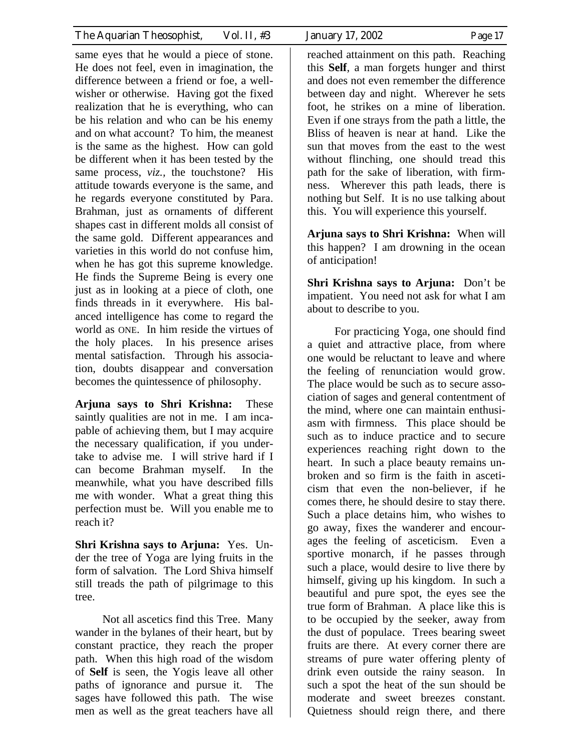same eyes that he would a piece of stone. He does not feel, even in imagination, the difference between a friend or foe, a well-wisher or otherwise. Having got the fixed realization that he is everything, who can be his relation and who can be his enemy and on what account? To him, the meanest is the same as the highest. How can gold be different when it has been tested by the same process, *viz.*, the touchstone? His attitude towards everyone is the same, and he regards everyone constituted by Para. Brahman, just as ornaments of different shapes cast in different molds all consist of the same gold. Different appearances and varieties in this world do not confuse him, when he has got this supreme knowledge. He finds the Supreme Being is every one just as in looking at a piece of cloth, one finds threads in it everywhere. His balanced intelligence has come to regard the world as ONE. In him reside the virtues of the holy places. In his presence arises mental satisfaction. Through his association, doubts disappear and conversation becomes the quintessence of philosophy.

**Arjuna says to Shri Krishna:** These saintly qualities are not in me. I am incapable of achieving them, but I may acquire the necessary qualification, if you undertake to advise me. I will strive hard if I can become Brahman myself. In the meanwhile, what you have described fills me with wonder. What a great thing this perfection must be. Will you enable me to reach it?

**Shri Krishna says to Arjuna:** Yes. Under the tree of Yoga are lying fruits in the form of salvation. The Lord Shiva himself still treads the path of pilgrimage to this tree.

Not all ascetics find this Tree. Many wander in the bylanes of their heart, but by constant practice, they reach the proper path. When this high road of the wisdom of **Self** is seen, the Yogis leave all other paths of ignorance and pursue it. The sages have followed this path. The wise men as well as the great teachers have all reached attainment on this path. Reaching this **Self**, a man forgets hunger and thirst and does not even remember the difference between day and night. Wherever he sets foot, he strikes on a mine of liberation. Even if one strays from the path a little, the Bliss of heaven is near at hand. Like the sun that moves from the east to the west without flinching, one should tread this path for the sake of liberation, with firmness. Wherever this path leads, there is nothing but Self. It is no use talking about this. You will experience this yourself.

**Arjuna says to Shri Krishna:** When will this happen? I am drowning in the ocean of anticipation!

**Shri Krishna says to Arjuna:** Don't be impatient. You need not ask for what I am about to describe to you.

For practicing Yoga, one should find a quiet and attractive place, from where one would be reluctant to leave and where the feeling of renunciation would grow. The place would be such as to secure association of sages and general contentment of the mind, where one can maintain enthusiasm with firmness. This place should be such as to induce practice and to secure experiences reaching right down to the heart. In such a place beauty remains unbroken and so firm is the faith in asceticism that even the non-believer, if he comes there, he should desire to stay there. Such a place detains him, who wishes to go away, fixes the wanderer and encourages the feeling of asceticism. Even a sportive monarch, if he passes through such a place, would desire to live there by himself, giving up his kingdom. In such a beautiful and pure spot, the eyes see the true form of Brahman. A place like this is to be occupied by the seeker, away from the dust of populace. Trees bearing sweet fruits are there. At every corner there are streams of pure water offering plenty of drink even outside the rainy season. In such a spot the heat of the sun should be moderate and sweet breezes constant. Quietness should reign there, and there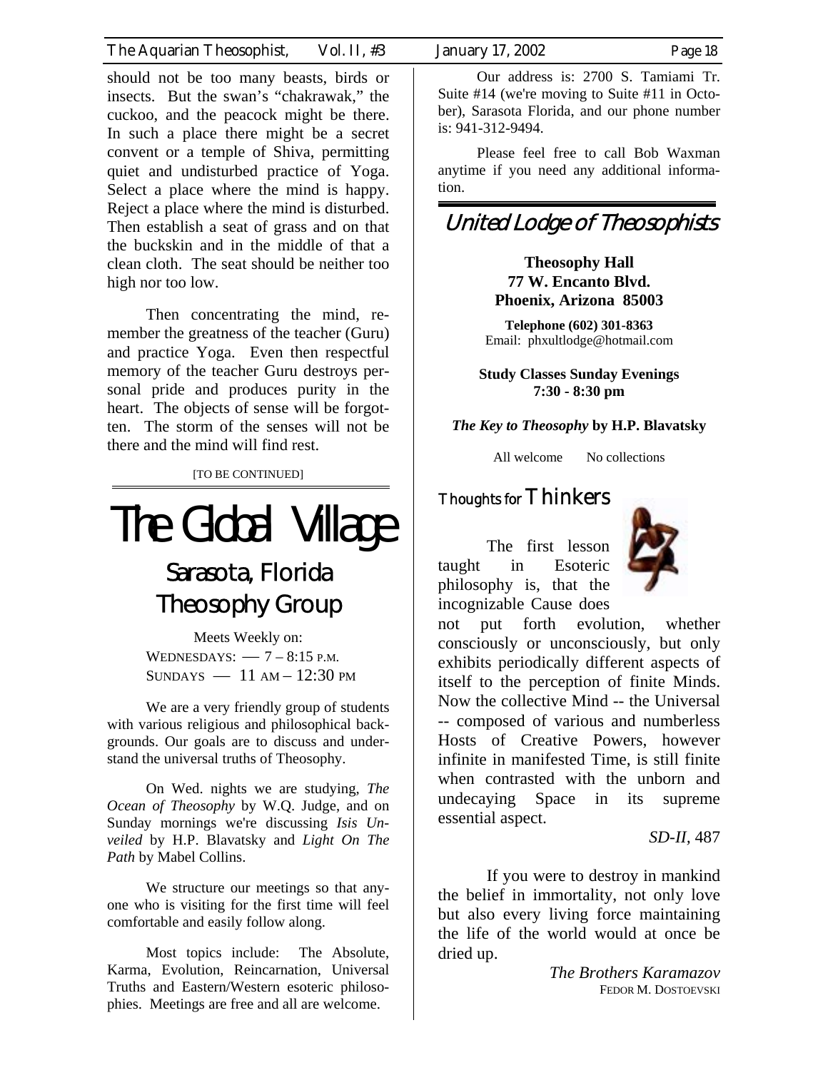should not be too many beasts, birds or insects. But the swan's "chakrawak," the cuckoo, and the peacock might be there. In such a place there might be a secret convent or a temple of Shiva, permitting quiet and undisturbed practice of Yoga. Select a place where the mind is happy. Reject a place where the mind is disturbed. Then establish a seat of grass and on that the buckskin and in the middle of that a clean cloth. The seat should be neither too high nor too low.

Then concentrating the mind, remember the greatness of the teacher (Guru) and practice Yoga. Even then respectful memory of the teacher Guru destroys personal pride and produces purity in the heart. The objects of sense will be forgotten. The storm of the senses will not be there and the mind will find rest.

[TO BE CONTINUED]

# The Global Village

## Sarasota, Florida Theosophy Group

Meets Weekly on:
WEDNESDAYS: — 7 – 8:15 P.M.
SUNDAYS — 11 AM – 12:30 PM

We are a very friendly group of students with various religious and philosophical backgrounds. Our goals are to discuss and understand the universal truths of Theosophy.

On Wed. nights we are studying, *The Ocean of Theosophy* by W.Q. Judge, and on Sunday mornings we're discussing *Isis Unveiled* by H.P. Blavatsky and *Light On The Path* by Mabel Collins.

We structure our meetings so that anyone who is visiting for the first time will feel comfortable and easily follow along.

Most topics include: The Absolute, Karma, Evolution, Reincarnation, Universal Truths and Eastern/Western esoteric philosophies. Meetings are free and all are welcome.

Our address is: 2700 S. Tamiami Tr. Suite #14 (we're moving to Suite #11 in October), Sarasota Florida, and our phone number is: 941-312-9494.

Please feel free to call Bob Waxman anytime if you need any additional information.

## United Lodge of Theosophists

**Theosophy Hall**
**77 W. Encanto Blvd.**
**Phoenix, Arizona 85003**

**Telephone (602) 301-8363**
Email: phxultlodge@hotmail.com

**Study Classes Sunday Evenings**
**7:30 - 8:30 pm**

***The Key to Theosophy* by H.P. Blavatsky**

All welcome No collections

## Thoughts for Thinkers

The first lesson taught in Esoteric philosophy is, that the incognizable Cause does not put forth evolution, whether consciously or unconsciously, but only exhibits periodically different aspects of itself to the perception of finite Minds. Now the collective Mind -- the Universal -- composed of various and numberless Hosts of Creative Powers, however infinite in manifested Time, is still finite when contrasted with the unborn and undecaying Space in its supreme essential aspect.

*SD-II*, 487

If you were to destroy in mankind the belief in immortality, not only love but also every living force maintaining the life of the world would at once be dried up.

*The Brothers Karamazov*
FEDOR M. DOSTOEVSKI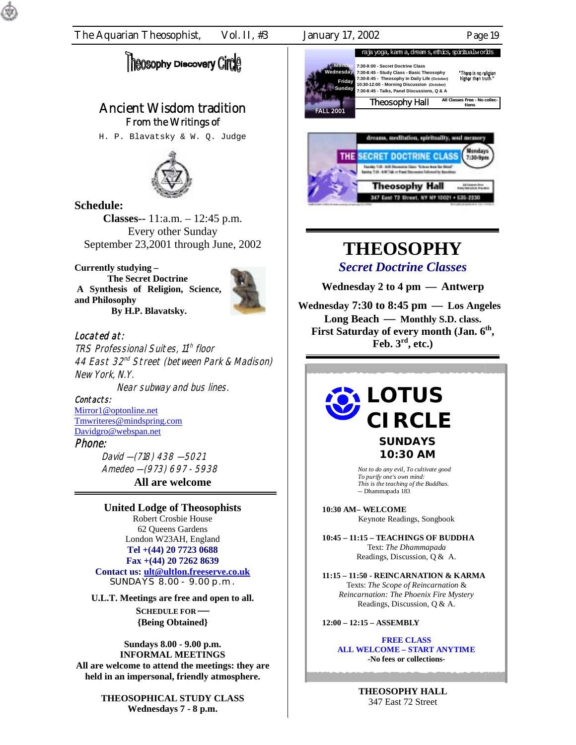# Theosophy Discovery Circle

## Ancient Wisdom tradition

From the Writings of

H. P. Blavatsky & W. Q. Judge

**Schedule:**

**Classes--** 11:a.m. – 12:45 p.m.
Every other Sunday
September 23,2001 through June, 2002

**Currently studying –**
**The Secret Doctrine**
**A Synthesis of Religion, Science, and Philosophy**
**By H.P. Blavatsky.**

*Located at:*
*TRS Professional Suites, 11th floor*
*44 East 32nd Street (between Park & Madison)*
*New York, N.Y.*
*Near subway and bus lines.*

*Contacts:*
Mirror1@optonline.net
Tmwriteres@mindspring.com
Davidgro@webspan.net

*Phone:*
*David —(718) 438 —5021*
*Amedeo —(973) 697 - 5938*

**All are welcome**

---

**United Lodge of Theosophists**
Robert Crosbie House
62 Queens Gardens
London W23AH, England
**Tel +(44) 20 7723 0688**
**Fax +(44) 20 7262 8639**
**Contact us: ult@ultlon.freeserve.co.uk**
SUNDAYS 8.00 - 9.00 p.m.

**U.L.T. Meetings are free and open to all.**
**SCHEDULE FOR —**
**{Being Obtained}**

**Sundays 8.00 - 9.00 p.m.**
**INFORMAL MEETINGS**
**All are welcome to attend the meetings: they are held in an impersonal, friendly atmosphere.**

**THEOSOPHICAL STUDY CLASS**
**Wednesdays 7 - 8 p.m.**

---

raja yoga, karma, dreams, ethics, spiritual worlds

Monday 7:30-9:00 - Secret Doctrine Class
Wednesday 7:30-8:45 - Study Class - Basic Theosophy
Friday 7:30-8:45 - Theosophy in Daily Life (October)
10:30-12:00 - Morning Discussion (October)
Sunday 7:30-8:45 - Talks, Panel Discussions, Q & A

"There is no religion higher than truth."

FALL 2001

Theosophy Hall — All Classes Free - No collections

---

dreams, meditation, spirituality, soul memory

THE SECRET DOCTRINE CLASS — Mondays 7:30-9pm

Theosophy Hall
347 East 72 Street, NY NY 10021 • 535-2230

---

# THEOSOPHY

### *Secret Doctrine Classes*

**Wednesday 2 to 4 pm — Antwerp**

**Wednesday 7:30 to 8:45 pm — Los Angeles**

**Long Beach — Monthly S.D. class.**
**First Saturday of every month (Jan. 6th, Feb. 3rd, etc.)**

---

# LOTUS CIRCLE

**SUNDAYS**
**10:30 AM**

*Not to do any evil, To cultivate good*
*To purify one's own mind:*
*This is the teaching of the Buddhas.*
-- Dhammapada 183

**10:30 AM– WELCOME**
Keynote Readings, Songbook

**10:45 – 11:15 – TEACHINGS OF BUDDHA**
Text: *The Dhammapada*
Readings, Discussion, Q & A.

**11:15 – 11:50 - REINCARNATION & KARMA**
Texts: *The Scope of Reincarnation* & *Reincarnation: The Phoenix Fire Mystery*
Readings, Discussion, Q & A.

**12:00 – 12:15 – ASSEMBLY**

**FREE CLASS**
**ALL WELCOME – START ANYTIME**
**-No fees or collections-**

**THEOSOPHY HALL**
347 East 72 Street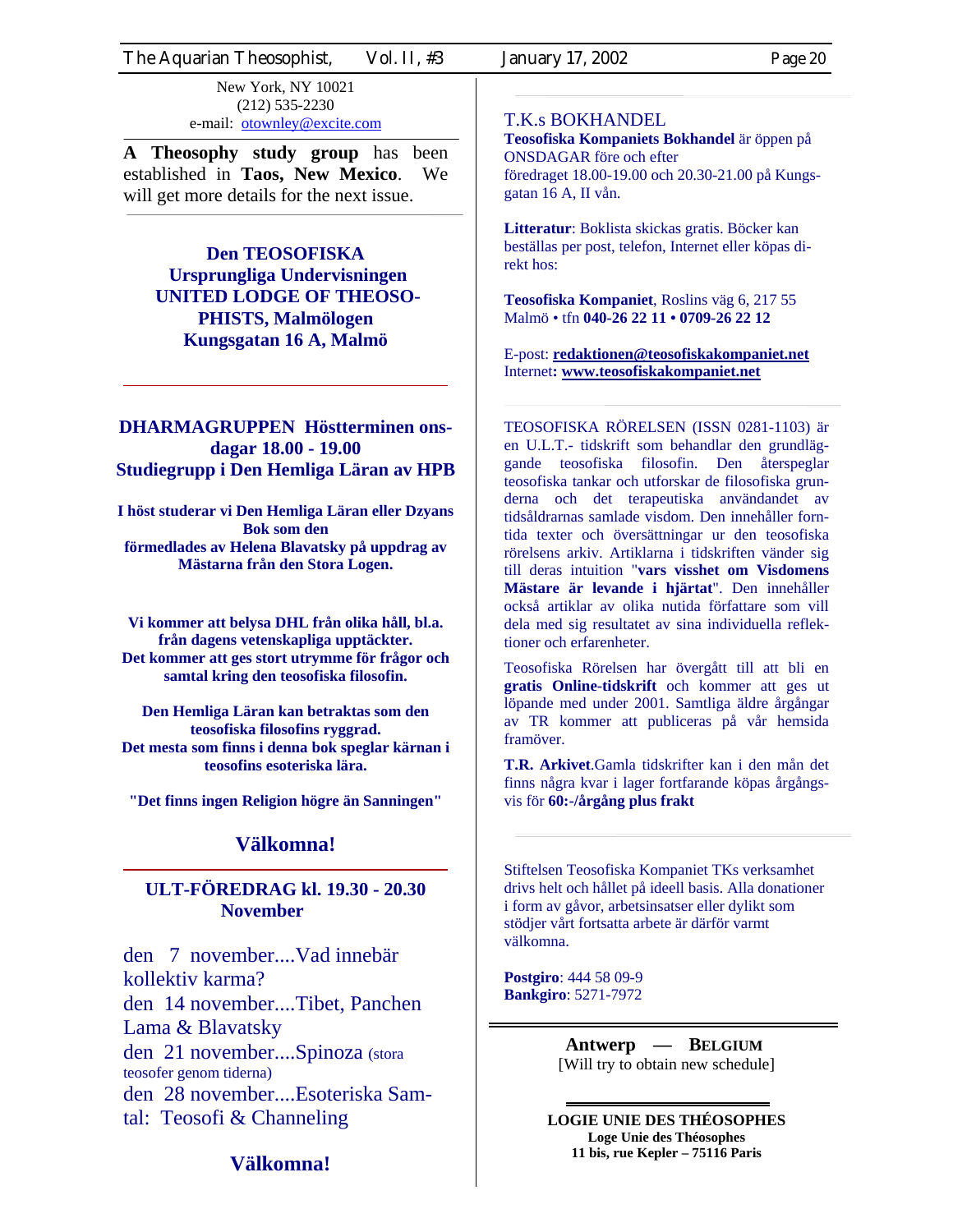New York, NY 10021
(212) 535-2230
e-mail: otownley@excite.com

**A Theosophy study group** has been established in **Taos, New Mexico**. We will get more details for the next issue.

---

**Den TEOSOFISKA Ursprungliga Undervisningen UNITED LODGE OF THEOSOPHISTS, Malmölogen Kungsgatan 16 A, Malmö**

---

**DHARMAGRUPPEN Höstterminen onsdagar 18.00 - 19.00**
**Studiegrupp i Den Hemliga Läran av HPB**

**I höst studerar vi Den Hemliga Läran eller Dzyans Bok som den förmedlades av Helena Blavatsky på uppdrag av Mästarna från den Stora Logen.**

**Vi kommer att belysa DHL från olika håll, bl.a. från dagens vetenskapliga upptäckter. Det kommer att ges stort utrymme för frågor och samtal kring den teosofiska filosofin.**

**Den Hemliga Läran kan betraktas som den teosofiska filosofins ryggrad. Det mesta som finns i denna bok speglar kärnan i teosofins esoteriska lära.**

**"Det finns ingen Religion högre än Sanningen"**

**Välkomna!**

---

**ULT-FÖREDRAG kl. 19.30 - 20.30**
**November**

den 7 november....Vad innebär kollektiv karma?
den 14 november....Tibet, Panchen Lama & Blavatsky
den 21 november....Spinoza (stora teosofer genom tiderna)
den 28 november....Esoteriska Samtal: Teosofi & Channeling

**Välkomna!**

---

T.K.s BOKHANDEL

**Teosofiska Kompaniets Bokhandel** är öppen på ONSDAGAR före och efter föredraget 18.00-19.00 och 20.30-21.00 på Kungsgatan 16 A, II vån.

**Litteratur**: Boklista skickas gratis. Böcker kan beställas per post, telefon, Internet eller köpas direkt hos:

**Teosofiska Kompaniet**, Roslins väg 6, 217 55 Malmö • tfn **040-26 22 11 • 0709-26 22 12**

E-post: **redaktionen@teosofiskakompaniet.net**
Internet**: www.teosofiskakompaniet.net**

---

TEOSOFISKA RÖRELSEN (ISSN 0281-1103) är en U.L.T.- tidskrift som behandlar den grundläggande teosofiska filosofin. Den återspeglar teosofiska tankar och utforskar de filosofiska grunderna och det terapeutiska användandet av tidsåldrarnas samlade visdom. Den innehåller forntida texter och översättningar ur den teosofiska rörelsens arkiv. Artiklarna i tidskriften vänder sig till deras intuition "**vars visshet om Visdomens Mästare är levande i hjärtat**". Den innehåller också artiklar av olika nutida författare som vill dela med sig resultatet av sina individuella reflektioner och erfarenheter.

Teosofiska Rörelsen har övergått till att bli en **gratis Online-tidskrift** och kommer att ges ut löpande med under 2001. Samtliga äldre årgångar av TR kommer att publiceras på vår hemsida framöver.

**T.R. Arkivet**.Gamla tidskrifter kan i den mån det finns några kvar i lager fortfarande köpas årgångsvis för **60:-/årgång plus frakt**

---

Stiftelsen Teosofiska Kompaniet TKs verksamhet drivs helt och hållet på ideell basis. Alla donationer i form av gåvor, arbetsinsatser eller dylikt som stödjer vårt fortsatta arbete är därför varmt välkomna.

**Postgiro**: 444 58 09-9
**Bankgiro**: 5271-7972

---

**Antwerp — BELGIUM**
[Will try to obtain new schedule]

---

**LOGIE UNIE DES THÉOSOPHES**
**Loge Unie des Théosophes**
**11 bis, rue Kepler – 75116 Paris**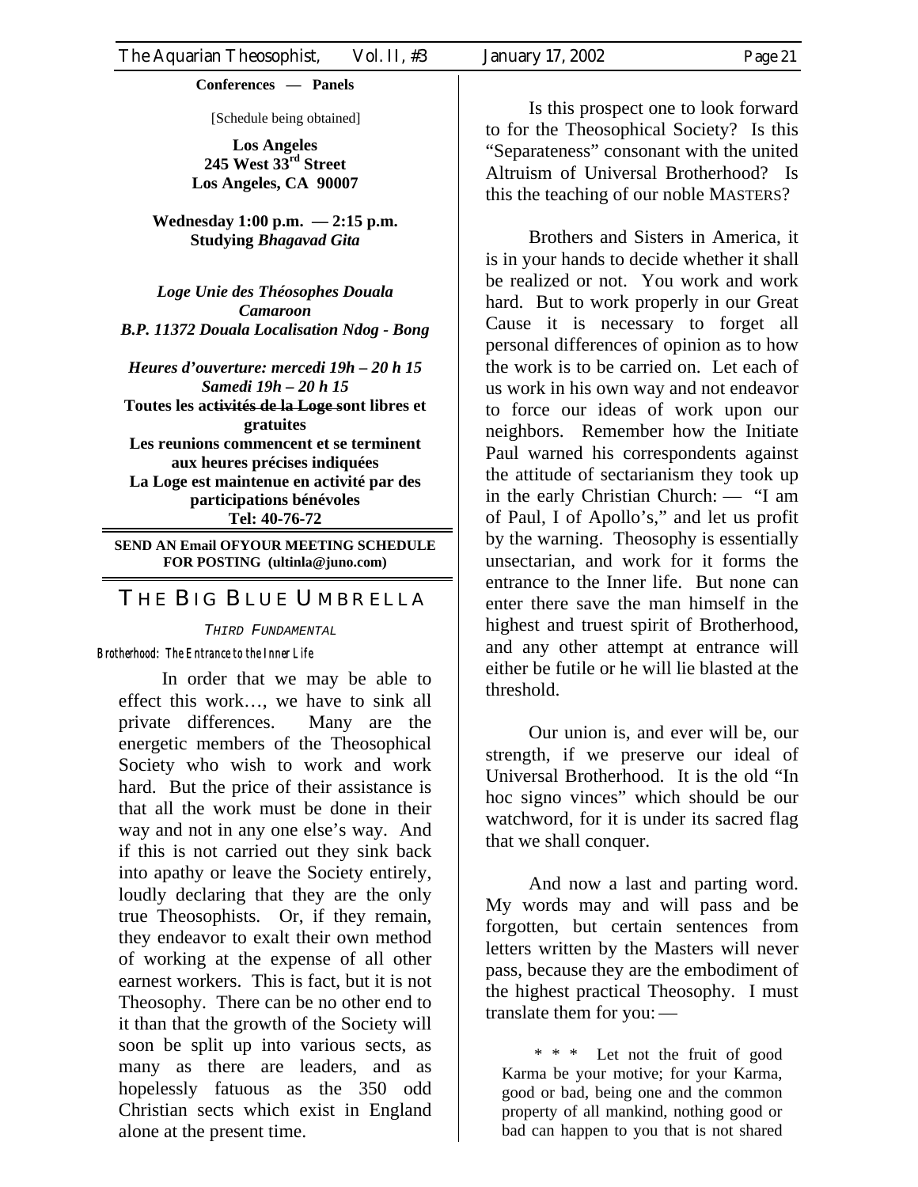**Conferences — Panels**

[Schedule being obtained]

**Los Angeles**
**245 West 33rd Street**
**Los Angeles, CA 90007**

**Wednesday 1:00 p.m. — 2:15 p.m.**
**Studying *Bhagavad Gita***

***Loge Unie des Théosophes Douala***
***Camaroon***
***B.P. 11372 Douala Localisation Ndog - Bong***

***Heures d'ouverture: mercedi 19h – 20 h 15***
***Samedi 19h – 20 h 15***
**Toutes les activités de la Loge sont libres et gratuites**
**Les reunions commencent et se terminent aux heures précises indiquées**
**La Loge est maintenue en activité par des participations bénévoles**
**Tel: 40-76-72**

---

**SEND AN Email OFYOUR MEETING SCHEDULE FOR POSTING (ultinla@juno.com)**

---

# THE BIG BLUE UMBRELLA

*THIRD FUNDAMENTAL*

**Brotherhood: The Entrance to the Inner Life**

In order that we may be able to effect this work…, we have to sink all private differences. Many are the energetic members of the Theosophical Society who wish to work and work hard. But the price of their assistance is that all the work must be done in their way and not in any one else's way. And if this is not carried out they sink back into apathy or leave the Society entirely, loudly declaring that they are the only true Theosophists. Or, if they remain, they endeavor to exalt their own method of working at the expense of all other earnest workers. This is fact, but it is not Theosophy. There can be no other end to it than that the growth of the Society will soon be split up into various sects, as many as there are leaders, and as hopelessly fatuous as the 350 odd Christian sects which exist in England alone at the present time.

Is this prospect one to look forward to for the Theosophical Society? Is this "Separateness" consonant with the united Altruism of Universal Brotherhood? Is this the teaching of our noble MASTERS?

Brothers and Sisters in America, it is in your hands to decide whether it shall be realized or not. You work and work hard. But to work properly in our Great Cause it is necessary to forget all personal differences of opinion as to how the work is to be carried on. Let each of us work in his own way and not endeavor to force our ideas of work upon our neighbors. Remember how the Initiate Paul warned his correspondents against the attitude of sectarianism they took up in the early Christian Church: — "I am of Paul, I of Apollo's," and let us profit by the warning. Theosophy is essentially unsectarian, and work for it forms the entrance to the Inner life. But none can enter there save the man himself in the highest and truest spirit of Brotherhood, and any other attempt at entrance will either be futile or he will lie blasted at the threshold.

Our union is, and ever will be, our strength, if we preserve our ideal of Universal Brotherhood. It is the old "In hoc signo vinces" which should be our watchword, for it is under its sacred flag that we shall conquer.

And now a last and parting word. My words may and will pass and be forgotten, but certain sentences from letters written by the Masters will never pass, because they are the embodiment of the highest practical Theosophy. I must translate them for you: —

> \* \* \* Let not the fruit of good Karma be your motive; for your Karma, good or bad, being one and the common property of all mankind, nothing good or bad can happen to you that is not shared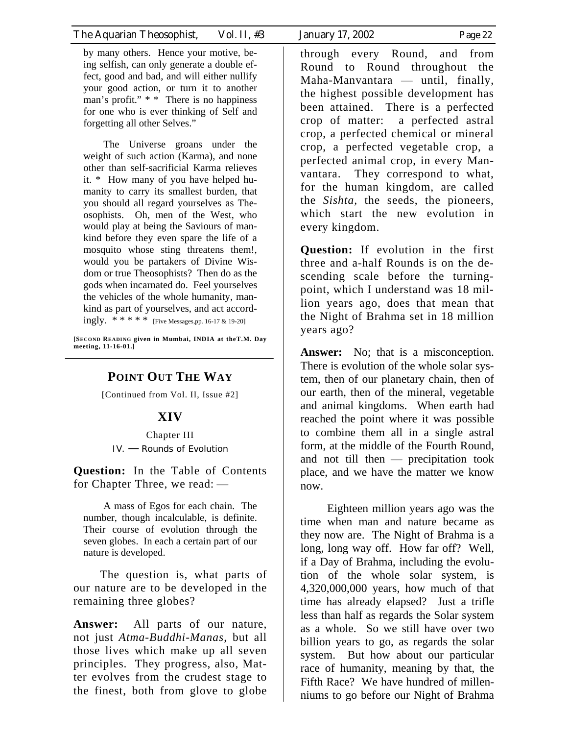by many others. Hence your motive, being selfish, can only generate a double effect, good and bad, and will either nullify your good action, or turn it to another man's profit." * * There is no happiness for one who is ever thinking of Self and forgetting all other Selves."

The Universe groans under the weight of such action (Karma), and none other than self-sacrificial Karma relieves it. * How many of you have helped humanity to carry its smallest burden, that you should all regard yourselves as Theosophists. Oh, men of the West, who would play at being the Saviours of mankind before they even spare the life of a mosquito whose sting threatens them!, would you be partakers of Divine Wisdom or true Theosophists? Then do as the gods when incarnated do. Feel yourselves the vehicles of the whole humanity, mankind as part of yourselves, and act accordingly. * * * * * [Five Messages,pp. 16-17 & 19-20]

**[SECOND READING given in Mumbai, INDIA at theT.M. Day meeting, 11-16-01.]**

---

## POINT OUT THE WAY

[Continued from Vol. II, Issue #2]

## XIV

Chapter III

IV. — Rounds of Evolution

**Question:** In the Table of Contents for Chapter Three, we read: —

> A mass of Egos for each chain. The number, though incalculable, is definite. Their course of evolution through the seven globes. In each a certain part of our nature is developed.

The question is, what parts of our nature are to be developed in the remaining three globes?

**Answer:** All parts of our nature, not just *Atma-Buddhi-Manas*, but all those lives which make up all seven principles. They progress, also, Matter evolves from the crudest stage to the finest, both from glove to globe through every Round, and from Round to Round throughout the Maha-Manvantara — until, finally, the highest possible development has been attained. There is a perfected crop of matter: a perfected astral crop, a perfected chemical or mineral crop, a perfected vegetable crop, a perfected animal crop, in every Manvantara. They correspond to what, for the human kingdom, are called the *Sishta,* the seeds, the pioneers, which start the new evolution in every kingdom.

**Question:** If evolution in the first three and a-half Rounds is on the descending scale before the turning-point, which I understand was 18 million years ago, does that mean that the Night of Brahma set in 18 million years ago?

**Answer:** No; that is a misconception. There is evolution of the whole solar system, then of our planetary chain, then of our earth, then of the mineral, vegetable and animal kingdoms. When earth had reached the point where it was possible to combine them all in a single astral form, at the middle of the Fourth Round, and not till then — precipitation took place, and we have the matter we know now.

Eighteen million years ago was the time when man and nature became as they now are. The Night of Brahma is a long, long way off. How far off? Well, if a Day of Brahma, including the evolution of the whole solar system, is 4,320,000,000 years, how much of that time has already elapsed? Just a trifle less than half as regards the Solar system as a whole. So we still have over two billion years to go, as regards the solar system. But how about our particular race of humanity, meaning by that, the Fifth Race? We have hundred of millenniums to go before our Night of Brahma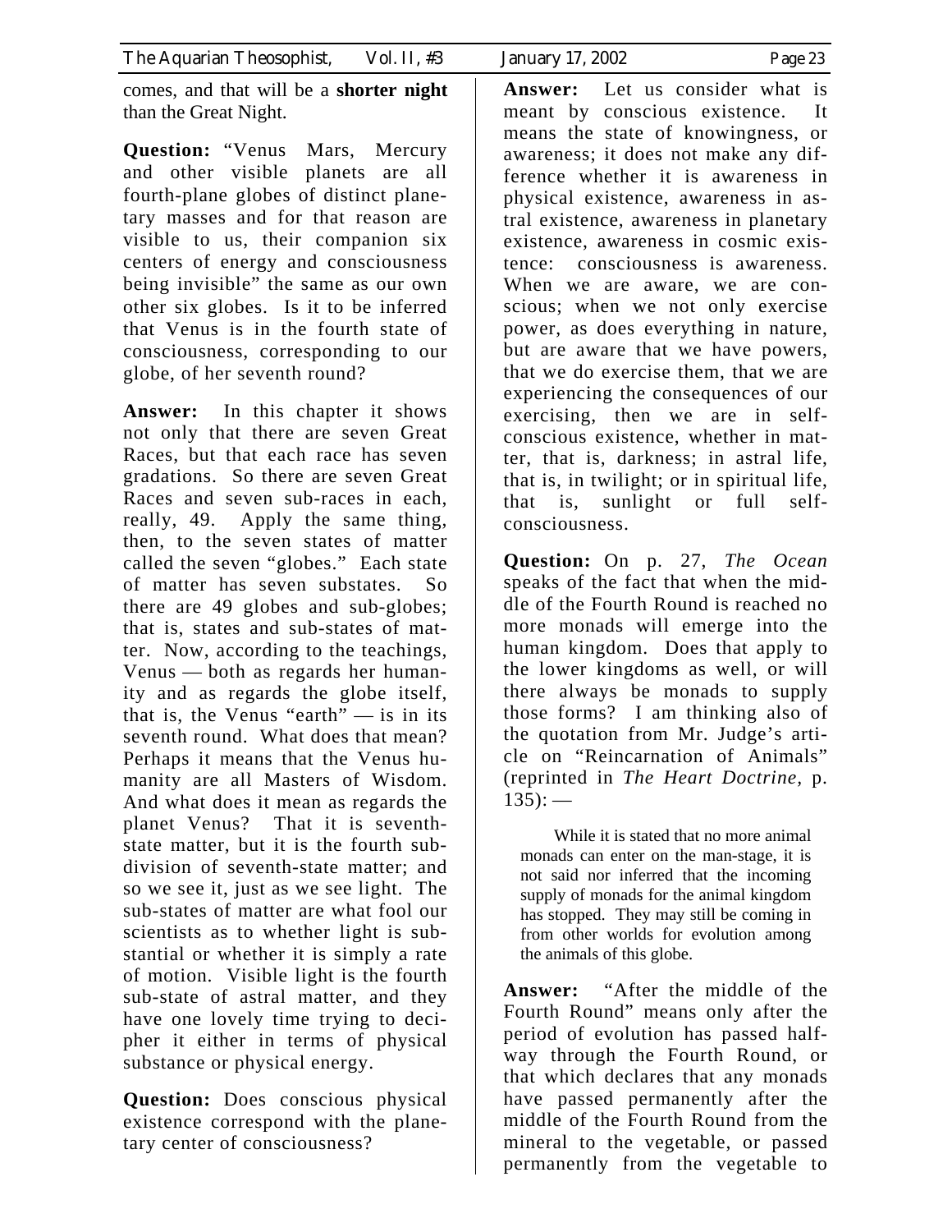comes, and that will be a **shorter night** than the Great Night.

**Question:** "Venus Mars, Mercury and other visible planets are all fourth-plane globes of distinct planetary masses and for that reason are visible to us, their companion six centers of energy and consciousness being invisible" the same as our own other six globes. Is it to be inferred that Venus is in the fourth state of consciousness, corresponding to our globe, of her seventh round?

**Answer:** In this chapter it shows not only that there are seven Great Races, but that each race has seven gradations. So there are seven Great Races and seven sub-races in each, really, 49. Apply the same thing, then, to the seven states of matter called the seven "globes." Each state of matter has seven substates. So there are 49 globes and sub-globes; that is, states and sub-states of matter. Now, according to the teachings, Venus — both as regards her humanity and as regards the globe itself, that is, the Venus "earth" — is in its seventh round. What does that mean? Perhaps it means that the Venus humanity are all Masters of Wisdom. And what does it mean as regards the planet Venus? That it is seventh-state matter, but it is the fourth subdivision of seventh-state matter; and so we see it, just as we see light. The sub-states of matter are what fool our scientists as to whether light is substantial or whether it is simply a rate of motion. Visible light is the fourth sub-state of astral matter, and they have one lovely time trying to decipher it either in terms of physical substance or physical energy.

**Question:** Does conscious physical existence correspond with the planetary center of consciousness?

**Answer:** Let us consider what is meant by conscious existence. It means the state of knowingness, or awareness; it does not make any difference whether it is awareness in physical existence, awareness in astral existence, awareness in planetary existence, awareness in cosmic existence: consciousness is awareness. When we are aware, we are conscious; when we not only exercise power, as does everything in nature, but are aware that we have powers, that we do exercise them, that we are experiencing the consequences of our exercising, then we are in self-conscious existence, whether in matter, that is, darkness; in astral life, that is, in twilight; or in spiritual life, that is, sunlight or full self-consciousness.

**Question:** On p. 27, *The Ocean* speaks of the fact that when the middle of the Fourth Round is reached no more monads will emerge into the human kingdom. Does that apply to the lower kingdoms as well, or will there always be monads to supply those forms? I am thinking also of the quotation from Mr. Judge's article on "Reincarnation of Animals" (reprinted in *The Heart Doctrine*, p. 135): —

> While it is stated that no more animal monads can enter on the man-stage, it is not said nor inferred that the incoming supply of monads for the animal kingdom has stopped. They may still be coming in from other worlds for evolution among the animals of this globe.

**Answer:** "After the middle of the Fourth Round" means only after the period of evolution has passed halfway through the Fourth Round, or that which declares that any monads have passed permanently after the middle of the Fourth Round from the mineral to the vegetable, or passed permanently from the vegetable to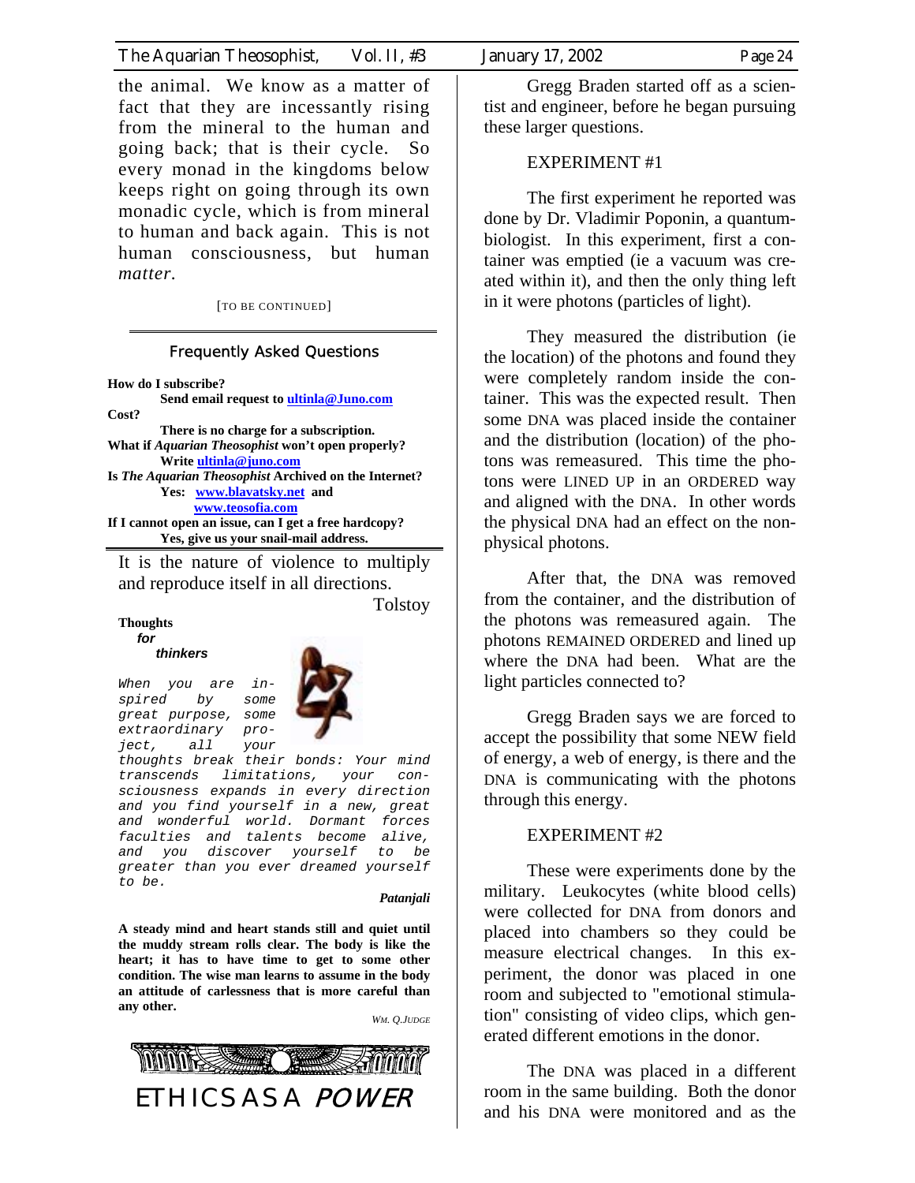the animal. We know as a matter of fact that they are incessantly rising from the mineral to the human and going back; that is their cycle. So every monad in the kingdoms below keeps right on going through its own monadic cycle, which is from mineral to human and back again. This is not human consciousness, but human *matter*.

[TO BE CONTINUED]

---

## Frequently Asked Questions

**How do I subscribe?**
**Send email request to ultinla@Juno.com**

**Cost?**
**There is no charge for a subscription.**

**What if *Aquarian Theosophist* won't open properly?**
**Write ultinla@juno.com**

**Is *The Aquarian Theosophist* Archived on the Internet?**
**Yes: www.blavatsky.net and www.teosofia.com**

**If I cannot open an issue, can I get a free hardcopy?**
**Yes, give us your snail-mail address.**

---

It is the nature of violence to multiply and reproduce itself in all directions.

Tolstoy

**Thoughts *for thinkers***

*When you are inspired by some great purpose, some extraordinary project, all your thoughts break their bonds: Your mind transcends limitations, your consciousness expands in every direction and you find yourself in a new, great and wonderful world. Dormant forces faculties and talents become alive, and you discover yourself to be greater than you ever dreamed yourself to be.*

***Patanjali***

**A steady mind and heart stands still and quiet until the muddy stream rolls clear. The body is like the heart; it has to have time to get to some other condition. The wise man learns to assume in the body an attitude of carlessness that is more careful than any other.**

*WM. Q.JUDGE*

# ETHICS AS A *POWER*

Gregg Braden started off as a scientist and engineer, before he began pursuing these larger questions.

EXPERIMENT #1

The first experiment he reported was done by Dr. Vladimir Poponin, a quantum-biologist. In this experiment, first a container was emptied (ie a vacuum was created within it), and then the only thing left in it were photons (particles of light).

They measured the distribution (ie the location) of the photons and found they were completely random inside the container. This was the expected result. Then some DNA was placed inside the container and the distribution (location) of the photons was remeasured. This time the photons were LINED UP in an ORDERED way and aligned with the DNA. In other words the physical DNA had an effect on the non-physical photons.

After that, the DNA was removed from the container, and the distribution of the photons was remeasured again. The photons REMAINED ORDERED and lined up where the DNA had been. What are the light particles connected to?

Gregg Braden says we are forced to accept the possibility that some NEW field of energy, a web of energy, is there and the DNA is communicating with the photons through this energy.

EXPERIMENT #2

These were experiments done by the military. Leukocytes (white blood cells) were collected for DNA from donors and placed into chambers so they could be measure electrical changes. In this experiment, the donor was placed in one room and subjected to "emotional stimulation" consisting of video clips, which generated different emotions in the donor.

The DNA was placed in a different room in the same building. Both the donor and his DNA were monitored and as the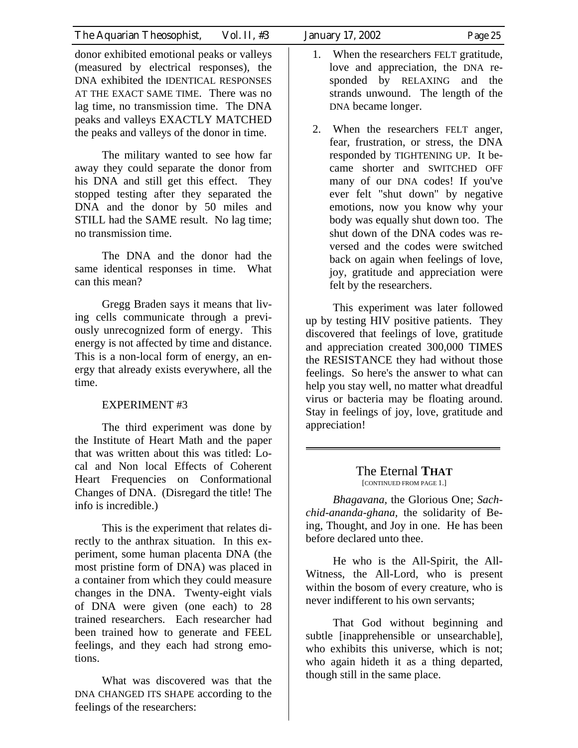donor exhibited emotional peaks or valleys (measured by electrical responses), the DNA exhibited the IDENTICAL RESPONSES AT THE EXACT SAME TIME. There was no lag time, no transmission time. The DNA peaks and valleys EXACTLY MATCHED the peaks and valleys of the donor in time.

The military wanted to see how far away they could separate the donor from his DNA and still get this effect. They stopped testing after they separated the DNA and the donor by 50 miles and STILL had the SAME result. No lag time; no transmission time.

The DNA and the donor had the same identical responses in time. What can this mean?

Gregg Braden says it means that living cells communicate through a previously unrecognized form of energy. This energy is not affected by time and distance. This is a non-local form of energy, an energy that already exists everywhere, all the time.

EXPERIMENT #3

The third experiment was done by the Institute of Heart Math and the paper that was written about this was titled: Local and Non local Effects of Coherent Heart Frequencies on Conformational Changes of DNA. (Disregard the title! The info is incredible.)

This is the experiment that relates directly to the anthrax situation. In this experiment, some human placenta DNA (the most pristine form of DNA) was placed in a container from which they could measure changes in the DNA. Twenty-eight vials of DNA were given (one each) to 28 trained researchers. Each researcher had been trained how to generate and FEEL feelings, and they each had strong emotions.

What was discovered was that the DNA CHANGED ITS SHAPE according to the feelings of the researchers:

1. When the researchers FELT gratitude, love and appreciation, the DNA responded by RELAXING and the strands unwound. The length of the DNA became longer.
2. When the researchers FELT anger, fear, frustration, or stress, the DNA responded by TIGHTENING UP. It became shorter and SWITCHED OFF many of our DNA codes! If you've ever felt "shut down" by negative emotions, now you know why your body was equally shut down too. The shut down of the DNA codes was reversed and the codes were switched back on again when feelings of love, joy, gratitude and appreciation were felt by the researchers.

This experiment was later followed up by testing HIV positive patients. They discovered that feelings of love, gratitude and appreciation created 300,000 TIMES the RESISTANCE they had without those feelings. So here's the answer to what can help you stay well, no matter what dreadful virus or bacteria may be floating around. Stay in feelings of joy, love, gratitude and appreciation!

---

## The Eternal **THAT**

[CONTINUED FROM PAGE 1.]

*Bhagavana*, the Glorious One; *Sach-chid-ananda-ghana*, the solidarity of Being, Thought, and Joy in one. He has been before declared unto thee.

He who is the All-Spirit, the All-Witness, the All-Lord, who is present within the bosom of every creature, who is never indifferent to his own servants;

That God without beginning and subtle [inapprehensible or unsearchable], who exhibits this universe, which is not; who again hideth it as a thing departed, though still in the same place.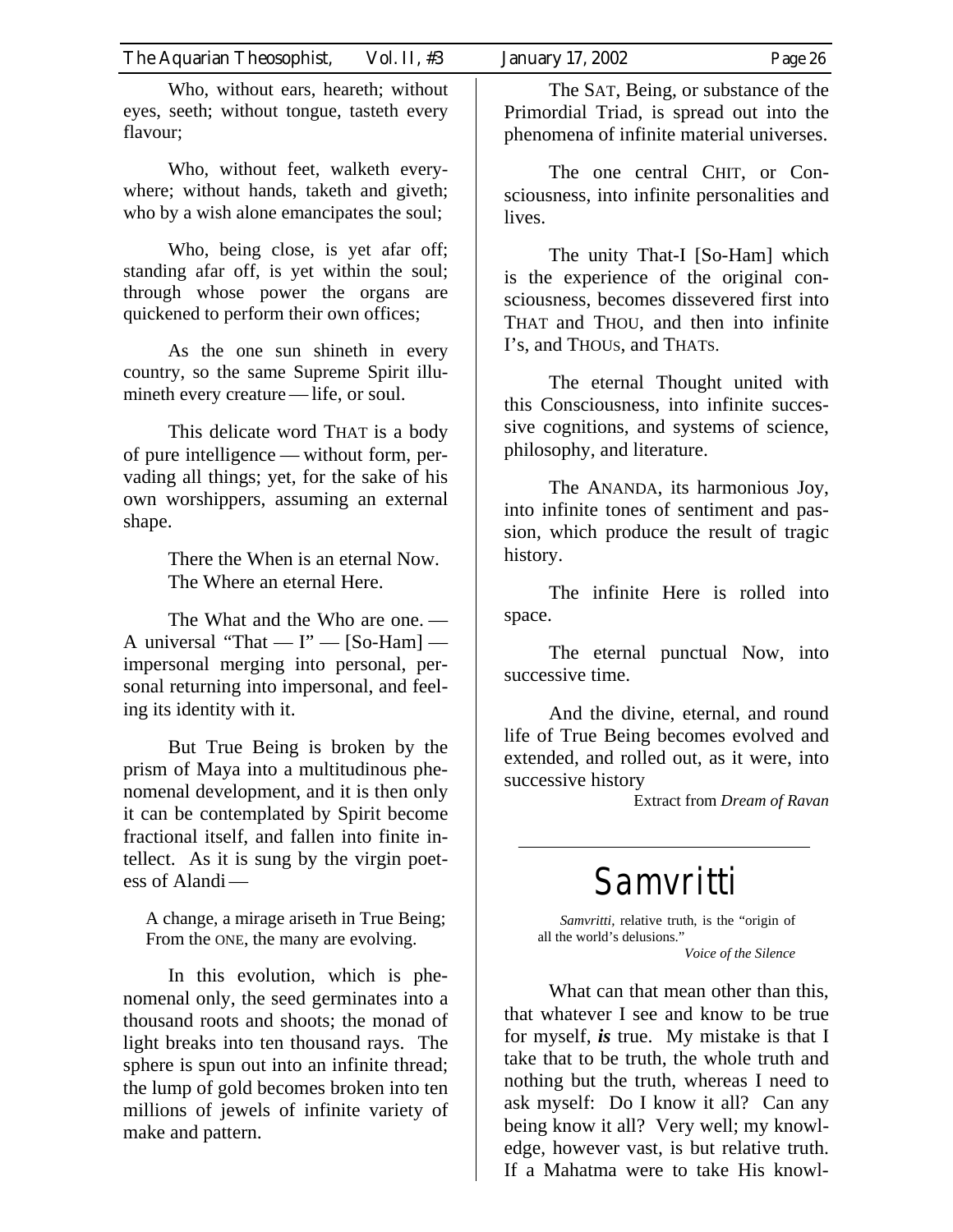Who, without ears, heareth; without eyes, seeth; without tongue, tasteth every flavour;

Who, without feet, walketh everywhere; without hands, taketh and giveth; who by a wish alone emancipates the soul;

Who, being close, is yet afar off; standing afar off, is yet within the soul; through whose power the organs are quickened to perform their own offices;

As the one sun shineth in every country, so the same Supreme Spirit illumineth every creature — life, or soul.

This delicate word THAT is a body of pure intelligence — without form, pervading all things; yet, for the sake of his own worshippers, assuming an external shape.

> There the When is an eternal Now.
> The Where an eternal Here.

The What and the Who are one. — A universal "That — I" — [So-Ham] — impersonal merging into personal, personal returning into impersonal, and feeling its identity with it.

But True Being is broken by the prism of Maya into a multitudinous phenomenal development, and it is then only it can be contemplated by Spirit become fractional itself, and fallen into finite intellect. As it is sung by the virgin poetess of Alandi —

> A change, a mirage ariseth in True Being;
> From the ONE, the many are evolving.

In this evolution, which is phenomenal only, the seed germinates into a thousand roots and shoots; the monad of light breaks into ten thousand rays. The sphere is spun out into an infinite thread; the lump of gold becomes broken into ten millions of jewels of infinite variety of make and pattern.

The SAT, Being, or substance of the Primordial Triad, is spread out into the phenomena of infinite material universes.

The one central CHIT, or Consciousness, into infinite personalities and lives.

The unity That-I [So-Ham] which is the experience of the original consciousness, becomes dissevered first into THAT and THOU, and then into infinite I's, and THOUS, and THATS.

The eternal Thought united with this Consciousness, into infinite successive cognitions, and systems of science, philosophy, and literature.

The ANANDA, its harmonious Joy, into infinite tones of sentiment and passion, which produce the result of tragic history.

The infinite Here is rolled into space.

The eternal punctual Now, into successive time.

And the divine, eternal, and round life of True Being becomes evolved and extended, and rolled out, as it were, into successive history

Extract from *Dream of Ravan*

---

# Samvritti

> *Samvritti*, relative truth, is the "origin of all the world's delusions."
>
> *Voice of the Silence*

What can that mean other than this, that whatever I see and know to be true for myself, ***is*** true. My mistake is that I take that to be truth, the whole truth and nothing but the truth, whereas I need to ask myself: Do I know it all? Can any being know it all? Very well; my knowledge, however vast, is but relative truth. If a Mahatma were to take His knowl-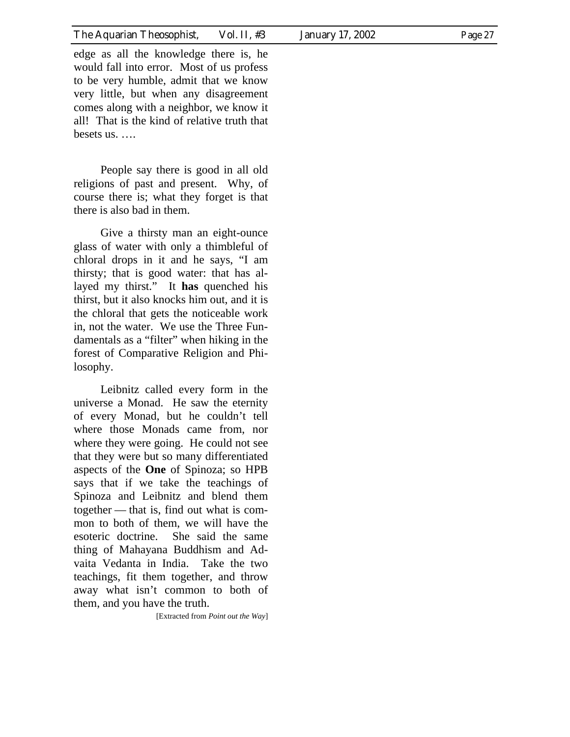edge as all the knowledge there is, he would fall into error. Most of us profess to be very humble, admit that we know very little, but when any disagreement comes along with a neighbor, we know it all! That is the kind of relative truth that besets us. ….

People say there is good in all old religions of past and present. Why, of course there is; what they forget is that there is also bad in them.

Give a thirsty man an eight-ounce glass of water with only a thimbleful of chloral drops in it and he says, "I am thirsty; that is good water: that has allayed my thirst." It **has** quenched his thirst, but it also knocks him out, and it is the chloral that gets the noticeable work in, not the water. We use the Three Fundamentals as a "filter" when hiking in the forest of Comparative Religion and Philosophy.

Leibnitz called every form in the universe a Monad. He saw the eternity of every Monad, but he couldn't tell where those Monads came from, nor where they were going. He could not see that they were but so many differentiated aspects of the **One** of Spinoza; so HPB says that if we take the teachings of Spinoza and Leibnitz and blend them together — that is, find out what is common to both of them, we will have the esoteric doctrine. She said the same thing of Mahayana Buddhism and Advaita Vedanta in India. Take the two teachings, fit them together, and throw away what isn't common to both of them, and you have the truth.

[Extracted from *Point out the Way*]